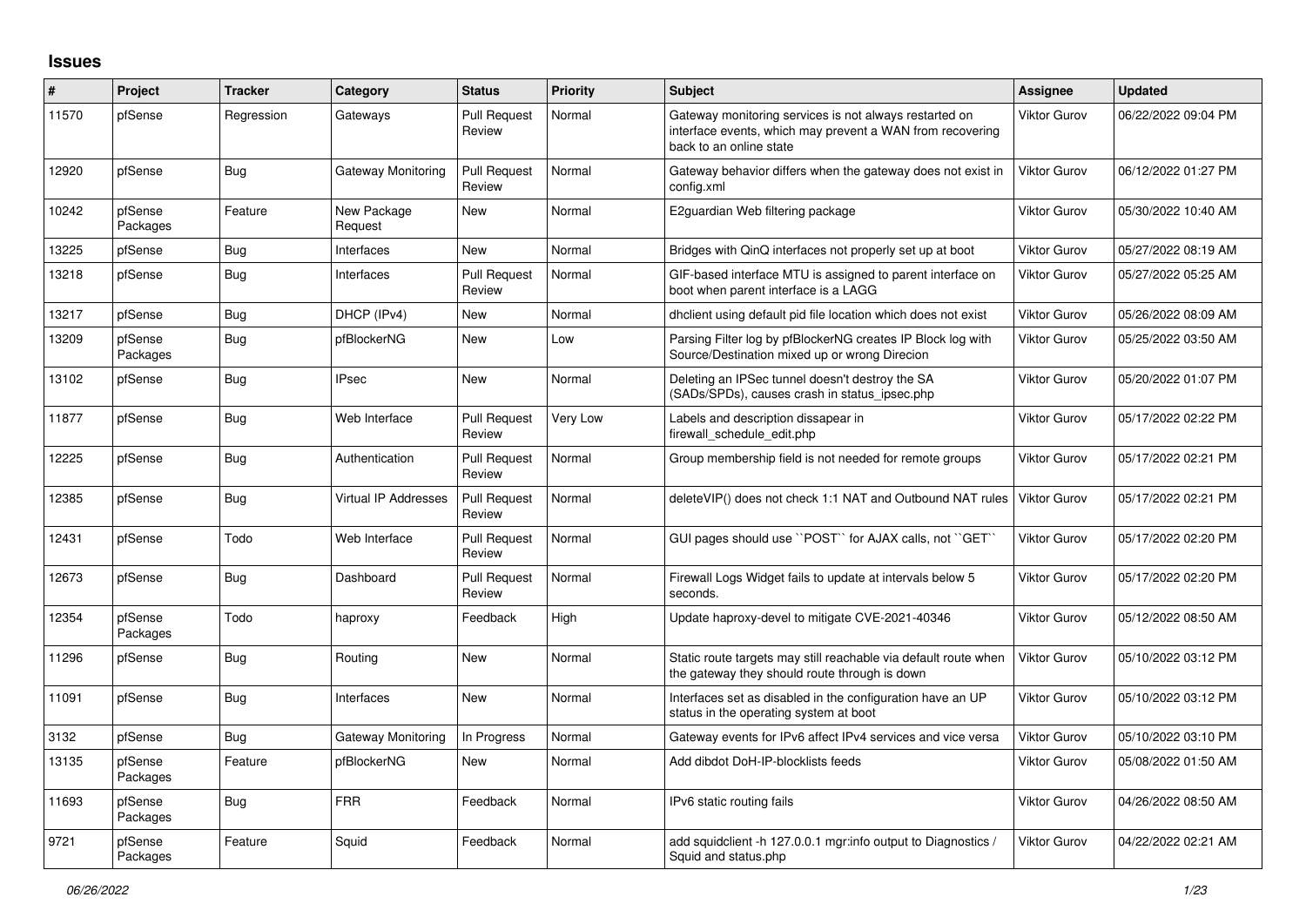## Issues

| # | Project | Tracker | Category | Status | Priority | Subject | Assignee | Updated |
|---|---|---|---|---|---|---|---|---|
| 11570 | pfSense | Regression | Gateways | Pull Request Review | Normal | Gateway monitoring services is not always restarted on interface events, which may prevent a WAN from recovering back to an online state | Viktor Gurov | 06/22/2022 09:04 PM |
| 12920 | pfSense | Bug | Gateway Monitoring | Pull Request Review | Normal | Gateway behavior differs when the gateway does not exist in config.xml | Viktor Gurov | 06/12/2022 01:27 PM |
| 10242 | pfSense Packages | Feature | New Package Request | New | Normal | E2guardian Web filtering package | Viktor Gurov | 05/30/2022 10:40 AM |
| 13225 | pfSense | Bug | Interfaces | New | Normal | Bridges with QinQ interfaces not properly set up at boot | Viktor Gurov | 05/27/2022 08:19 AM |
| 13218 | pfSense | Bug | Interfaces | Pull Request Review | Normal | GIF-based interface MTU is assigned to parent interface on boot when parent interface is a LAGG | Viktor Gurov | 05/27/2022 05:25 AM |
| 13217 | pfSense | Bug | DHCP (IPv4) | New | Normal | dhclient using default pid file location which does not exist | Viktor Gurov | 05/26/2022 08:09 AM |
| 13209 | pfSense Packages | Bug | pfBlockerNG | New | Low | Parsing Filter log by pfBlockerNG creates IP Block log with Source/Destination mixed up or wrong Direcion | Viktor Gurov | 05/25/2022 03:50 AM |
| 13102 | pfSense | Bug | IPsec | New | Normal | Deleting an IPSec tunnel doesn't destroy the SA (SADs/SPDs), causes crash in status_ipsec.php | Viktor Gurov | 05/20/2022 01:07 PM |
| 11877 | pfSense | Bug | Web Interface | Pull Request Review | Very Low | Labels and description dissapear in firewall_schedule_edit.php | Viktor Gurov | 05/17/2022 02:22 PM |
| 12225 | pfSense | Bug | Authentication | Pull Request Review | Normal | Group membership field is not needed for remote groups | Viktor Gurov | 05/17/2022 02:21 PM |
| 12385 | pfSense | Bug | Virtual IP Addresses | Pull Request Review | Normal | deleteVIP() does not check 1:1 NAT and Outbound NAT rules | Viktor Gurov | 05/17/2022 02:21 PM |
| 12431 | pfSense | Todo | Web Interface | Pull Request Review | Normal | GUI pages should use ``POST`` for AJAX calls, not ``GET`` | Viktor Gurov | 05/17/2022 02:20 PM |
| 12673 | pfSense | Bug | Dashboard | Pull Request Review | Normal | Firewall Logs Widget fails to update at intervals below 5 seconds. | Viktor Gurov | 05/17/2022 02:20 PM |
| 12354 | pfSense Packages | Todo | haproxy | Feedback | High | Update haproxy-devel to mitigate CVE-2021-40346 | Viktor Gurov | 05/12/2022 08:50 AM |
| 11296 | pfSense | Bug | Routing | New | Normal | Static route targets may still reachable via default route when the gateway they should route through is down | Viktor Gurov | 05/10/2022 03:12 PM |
| 11091 | pfSense | Bug | Interfaces | New | Normal | Interfaces set as disabled in the configuration have an UP status in the operating system at boot | Viktor Gurov | 05/10/2022 03:12 PM |
| 3132 | pfSense | Bug | Gateway Monitoring | In Progress | Normal | Gateway events for IPv6 affect IPv4 services and vice versa | Viktor Gurov | 05/10/2022 03:10 PM |
| 13135 | pfSense Packages | Feature | pfBlockerNG | New | Normal | Add dibdot DoH-IP-blocklists feeds | Viktor Gurov | 05/08/2022 01:50 AM |
| 11693 | pfSense Packages | Bug | FRR | Feedback | Normal | IPv6 static routing fails | Viktor Gurov | 04/26/2022 08:50 AM |
| 9721 | pfSense Packages | Feature | Squid | Feedback | Normal | add squidclient -h 127.0.0.1 mgr:info output to Diagnostics / Squid and status.php | Viktor Gurov | 04/22/2022 02:21 AM |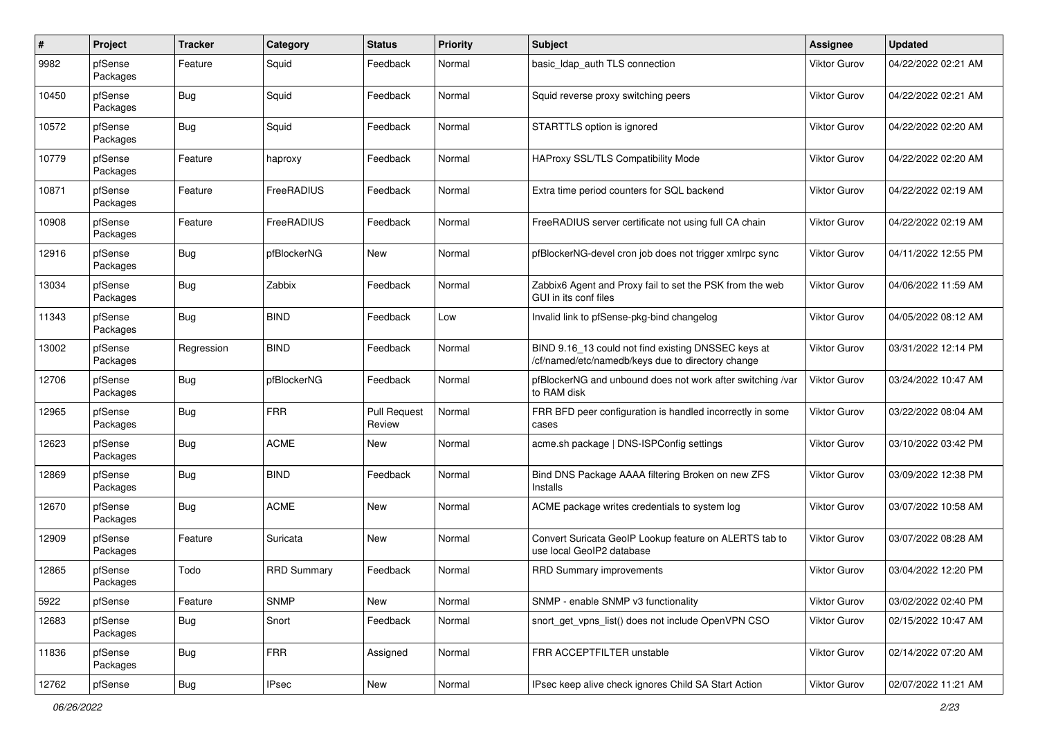| # | Project | Tracker | Category | Status | Priority | Subject | Assignee | Updated |
|---|---|---|---|---|---|---|---|---|
| 9982 | pfSense Packages | Feature | Squid | Feedback | Normal | basic_ldap_auth TLS connection | Viktor Gurov | 04/22/2022 02:21 AM |
| 10450 | pfSense Packages | Bug | Squid | Feedback | Normal | Squid reverse proxy switching peers | Viktor Gurov | 04/22/2022 02:21 AM |
| 10572 | pfSense Packages | Bug | Squid | Feedback | Normal | STARTTLS option is ignored | Viktor Gurov | 04/22/2022 02:20 AM |
| 10779 | pfSense Packages | Feature | haproxy | Feedback | Normal | HAProxy SSL/TLS Compatibility Mode | Viktor Gurov | 04/22/2022 02:20 AM |
| 10871 | pfSense Packages | Feature | FreeRADIUS | Feedback | Normal | Extra time period counters for SQL backend | Viktor Gurov | 04/22/2022 02:19 AM |
| 10908 | pfSense Packages | Feature | FreeRADIUS | Feedback | Normal | FreeRADIUS server certificate not using full CA chain | Viktor Gurov | 04/22/2022 02:19 AM |
| 12916 | pfSense Packages | Bug | pfBlockerNG | New | Normal | pfBlockerNG-devel cron job does not trigger xmlrpc sync | Viktor Gurov | 04/11/2022 12:55 PM |
| 13034 | pfSense Packages | Bug | Zabbix | Feedback | Normal | Zabbix6 Agent and Proxy fail to set the PSK from the web GUI in its conf files | Viktor Gurov | 04/06/2022 11:59 AM |
| 11343 | pfSense Packages | Bug | BIND | Feedback | Low | Invalid link to pfSense-pkg-bind changelog | Viktor Gurov | 04/05/2022 08:12 AM |
| 13002 | pfSense Packages | Regression | BIND | Feedback | Normal | BIND 9.16_13 could not find existing DNSSEC keys at /cf/named/etc/namedb/keys due to directory change | Viktor Gurov | 03/31/2022 12:14 PM |
| 12706 | pfSense Packages | Bug | pfBlockerNG | Feedback | Normal | pfBlockerNG and unbound does not work after switching /var to RAM disk | Viktor Gurov | 03/24/2022 10:47 AM |
| 12965 | pfSense Packages | Bug | FRR | Pull Request Review | Normal | FRR BFD peer configuration is handled incorrectly in some cases | Viktor Gurov | 03/22/2022 08:04 AM |
| 12623 | pfSense Packages | Bug | ACME | New | Normal | acme.sh package \| DNS-ISPConfig settings | Viktor Gurov | 03/10/2022 03:42 PM |
| 12869 | pfSense Packages | Bug | BIND | Feedback | Normal | Bind DNS Package AAAA filtering Broken on new ZFS Installs | Viktor Gurov | 03/09/2022 12:38 PM |
| 12670 | pfSense Packages | Bug | ACME | New | Normal | ACME package writes credentials to system log | Viktor Gurov | 03/07/2022 10:58 AM |
| 12909 | pfSense Packages | Feature | Suricata | New | Normal | Convert Suricata GeoIP Lookup feature on ALERTS tab to use local GeoIP2 database | Viktor Gurov | 03/07/2022 08:28 AM |
| 12865 | pfSense Packages | Todo | RRD Summary | Feedback | Normal | RRD Summary improvements | Viktor Gurov | 03/04/2022 12:20 PM |
| 5922 | pfSense | Feature | SNMP | New | Normal | SNMP - enable SNMP v3 functionality | Viktor Gurov | 03/02/2022 02:40 PM |
| 12683 | pfSense Packages | Bug | Snort | Feedback | Normal | snort_get_vpns_list() does not include OpenVPN CSO | Viktor Gurov | 02/15/2022 10:47 AM |
| 11836 | pfSense Packages | Bug | FRR | Assigned | Normal | FRR ACCEPTFILTER unstable | Viktor Gurov | 02/14/2022 07:20 AM |
| 12762 | pfSense | Bug | IPsec | New | Normal | IPsec keep alive check ignores Child SA Start Action | Viktor Gurov | 02/07/2022 11:21 AM |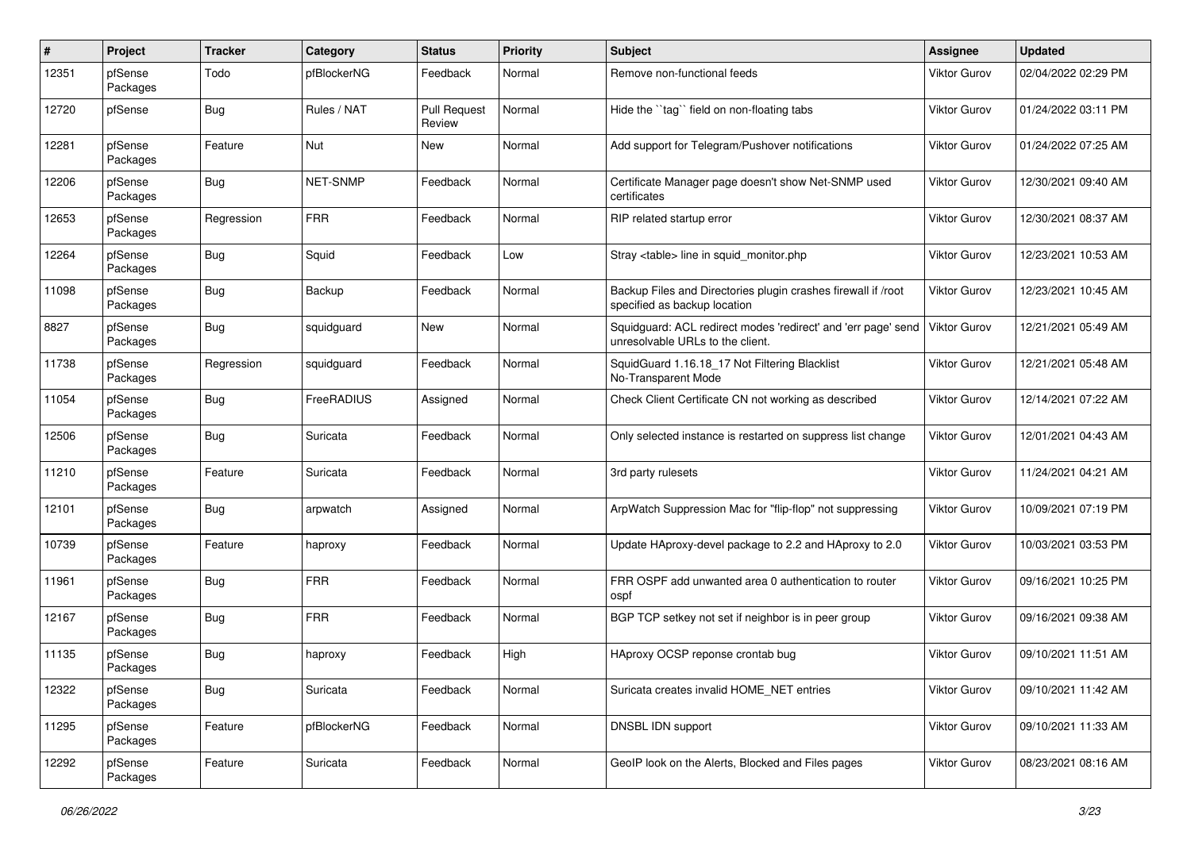| # | Project | Tracker | Category | Status | Priority | Subject | Assignee | Updated |
|---|---|---|---|---|---|---|---|---|
| 12351 | pfSense Packages | Todo | pfBlockerNG | Feedback | Normal | Remove non-functional feeds | Viktor Gurov | 02/04/2022 02:29 PM |
| 12720 | pfSense | Bug | Rules / NAT | Pull Request Review | Normal | Hide the ``tag`` field on non-floating tabs | Viktor Gurov | 01/24/2022 03:11 PM |
| 12281 | pfSense Packages | Feature | Nut | New | Normal | Add support for Telegram/Pushover notifications | Viktor Gurov | 01/24/2022 07:25 AM |
| 12206 | pfSense Packages | Bug | NET-SNMP | Feedback | Normal | Certificate Manager page doesn't show Net-SNMP used certificates | Viktor Gurov | 12/30/2021 09:40 AM |
| 12653 | pfSense Packages | Regression | FRR | Feedback | Normal | RIP related startup error | Viktor Gurov | 12/30/2021 08:37 AM |
| 12264 | pfSense Packages | Bug | Squid | Feedback | Low | Stray <table> line in squid_monitor.php | Viktor Gurov | 12/23/2021 10:53 AM |
| 11098 | pfSense Packages | Bug | Backup | Feedback | Normal | Backup Files and Directories plugin crashes firewall if /root specified as backup location | Viktor Gurov | 12/23/2021 10:45 AM |
| 8827 | pfSense Packages | Bug | squidguard | New | Normal | Squidguard: ACL redirect modes 'redirect' and 'err page' send unresolvable URLs to the client. | Viktor Gurov | 12/21/2021 05:49 AM |
| 11738 | pfSense Packages | Regression | squidguard | Feedback | Normal | SquidGuard 1.16.18_17 Not Filtering Blacklist No-Transparent Mode | Viktor Gurov | 12/21/2021 05:48 AM |
| 11054 | pfSense Packages | Bug | FreeRADIUS | Assigned | Normal | Check Client Certificate CN not working as described | Viktor Gurov | 12/14/2021 07:22 AM |
| 12506 | pfSense Packages | Bug | Suricata | Feedback | Normal | Only selected instance is restarted on suppress list change | Viktor Gurov | 12/01/2021 04:43 AM |
| 11210 | pfSense Packages | Feature | Suricata | Feedback | Normal | 3rd party rulesets | Viktor Gurov | 11/24/2021 04:21 AM |
| 12101 | pfSense Packages | Bug | arpwatch | Assigned | Normal | ArpWatch Suppression Mac for "flip-flop" not suppressing | Viktor Gurov | 10/09/2021 07:19 PM |
| 10739 | pfSense Packages | Feature | haproxy | Feedback | Normal | Update HAproxy-devel package to 2.2 and HAproxy to 2.0 | Viktor Gurov | 10/03/2021 03:53 PM |
| 11961 | pfSense Packages | Bug | FRR | Feedback | Normal | FRR OSPF add unwanted area 0 authentication to router ospf | Viktor Gurov | 09/16/2021 10:25 PM |
| 12167 | pfSense Packages | Bug | FRR | Feedback | Normal | BGP TCP setkey not set if neighbor is in peer group | Viktor Gurov | 09/16/2021 09:38 AM |
| 11135 | pfSense Packages | Bug | haproxy | Feedback | High | HAproxy OCSP reponse crontab bug | Viktor Gurov | 09/10/2021 11:51 AM |
| 12322 | pfSense Packages | Bug | Suricata | Feedback | Normal | Suricata creates invalid HOME_NET entries | Viktor Gurov | 09/10/2021 11:42 AM |
| 11295 | pfSense Packages | Feature | pfBlockerNG | Feedback | Normal | DNSBL IDN support | Viktor Gurov | 09/10/2021 11:33 AM |
| 12292 | pfSense Packages | Feature | Suricata | Feedback | Normal | GeoIP look on the Alerts, Blocked and Files pages | Viktor Gurov | 08/23/2021 08:16 AM |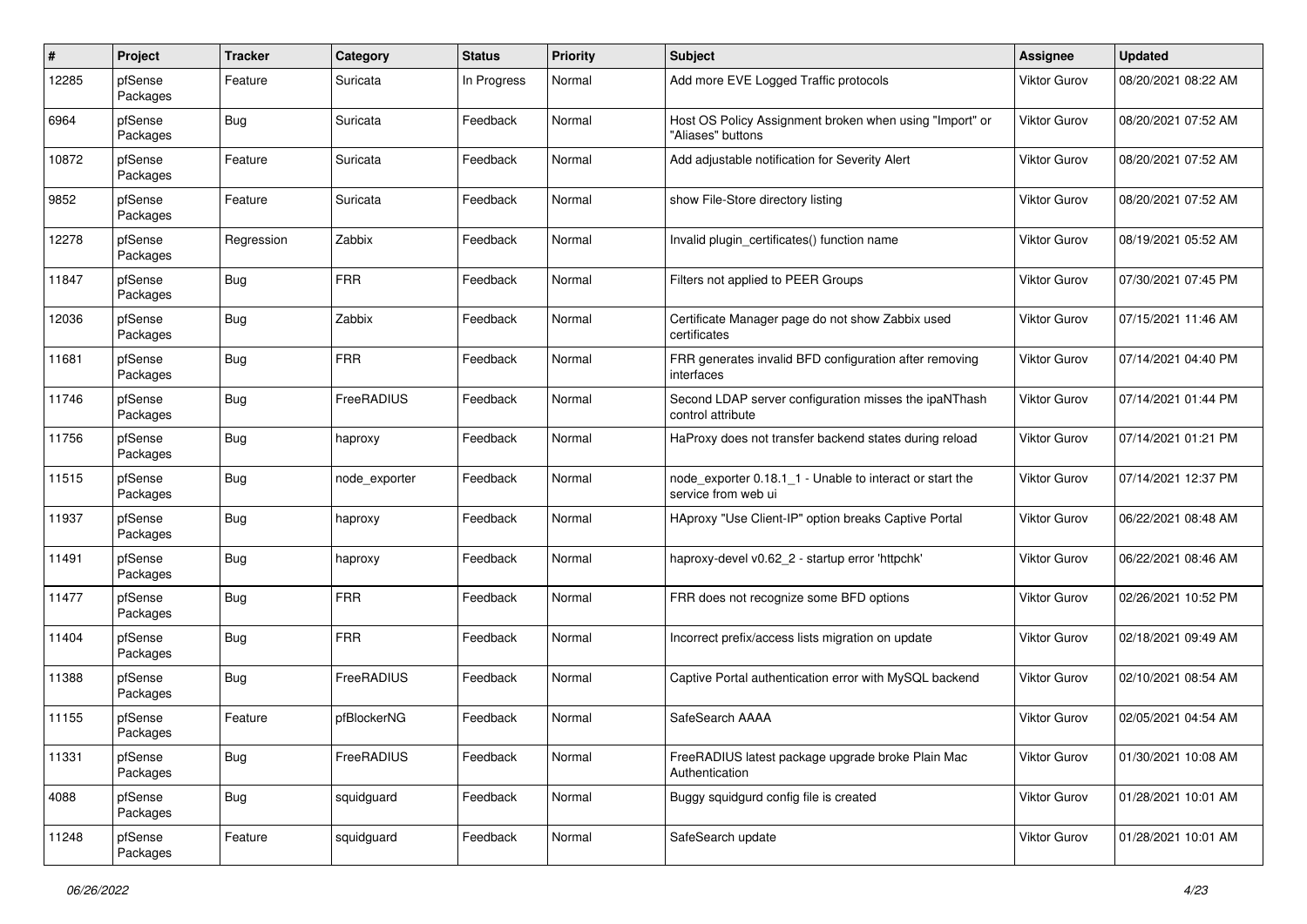| # | Project | Tracker | Category | Status | Priority | Subject | Assignee | Updated |
|---|---|---|---|---|---|---|---|---|
| 12285 | pfSense Packages | Feature | Suricata | In Progress | Normal | Add more EVE Logged Traffic protocols | Viktor Gurov | 08/20/2021 08:22 AM |
| 6964 | pfSense Packages | Bug | Suricata | Feedback | Normal | Host OS Policy Assignment broken when using "Import" or "Aliases" buttons | Viktor Gurov | 08/20/2021 07:52 AM |
| 10872 | pfSense Packages | Feature | Suricata | Feedback | Normal | Add adjustable notification for Severity Alert | Viktor Gurov | 08/20/2021 07:52 AM |
| 9852 | pfSense Packages | Feature | Suricata | Feedback | Normal | show File-Store directory listing | Viktor Gurov | 08/20/2021 07:52 AM |
| 12278 | pfSense Packages | Regression | Zabbix | Feedback | Normal | Invalid plugin_certificates() function name | Viktor Gurov | 08/19/2021 05:52 AM |
| 11847 | pfSense Packages | Bug | FRR | Feedback | Normal | Filters not applied to PEER Groups | Viktor Gurov | 07/30/2021 07:45 PM |
| 12036 | pfSense Packages | Bug | Zabbix | Feedback | Normal | Certificate Manager page do not show Zabbix used certificates | Viktor Gurov | 07/15/2021 11:46 AM |
| 11681 | pfSense Packages | Bug | FRR | Feedback | Normal | FRR generates invalid BFD configuration after removing interfaces | Viktor Gurov | 07/14/2021 04:40 PM |
| 11746 | pfSense Packages | Bug | FreeRADIUS | Feedback | Normal | Second LDAP server configuration misses the ipaNThash control attribute | Viktor Gurov | 07/14/2021 01:44 PM |
| 11756 | pfSense Packages | Bug | haproxy | Feedback | Normal | HaProxy does not transfer backend states during reload | Viktor Gurov | 07/14/2021 01:21 PM |
| 11515 | pfSense Packages | Bug | node_exporter | Feedback | Normal | node_exporter 0.18.1_1 - Unable to interact or start the service from web ui | Viktor Gurov | 07/14/2021 12:37 PM |
| 11937 | pfSense Packages | Bug | haproxy | Feedback | Normal | HAproxy "Use Client-IP" option breaks Captive Portal | Viktor Gurov | 06/22/2021 08:48 AM |
| 11491 | pfSense Packages | Bug | haproxy | Feedback | Normal | haproxy-devel v0.62_2 - startup error 'httpchk' | Viktor Gurov | 06/22/2021 08:46 AM |
| 11477 | pfSense Packages | Bug | FRR | Feedback | Normal | FRR does not recognize some BFD options | Viktor Gurov | 02/26/2021 10:52 PM |
| 11404 | pfSense Packages | Bug | FRR | Feedback | Normal | Incorrect prefix/access lists migration on update | Viktor Gurov | 02/18/2021 09:49 AM |
| 11388 | pfSense Packages | Bug | FreeRADIUS | Feedback | Normal | Captive Portal authentication error with MySQL backend | Viktor Gurov | 02/10/2021 08:54 AM |
| 11155 | pfSense Packages | Feature | pfBlockerNG | Feedback | Normal | SafeSearch AAAA | Viktor Gurov | 02/05/2021 04:54 AM |
| 11331 | pfSense Packages | Bug | FreeRADIUS | Feedback | Normal | FreeRADIUS latest package upgrade broke Plain Mac Authentication | Viktor Gurov | 01/30/2021 10:08 AM |
| 4088 | pfSense Packages | Bug | squidguard | Feedback | Normal | Buggy squidgurd config file is created | Viktor Gurov | 01/28/2021 10:01 AM |
| 11248 | pfSense Packages | Feature | squidguard | Feedback | Normal | SafeSearch update | Viktor Gurov | 01/28/2021 10:01 AM |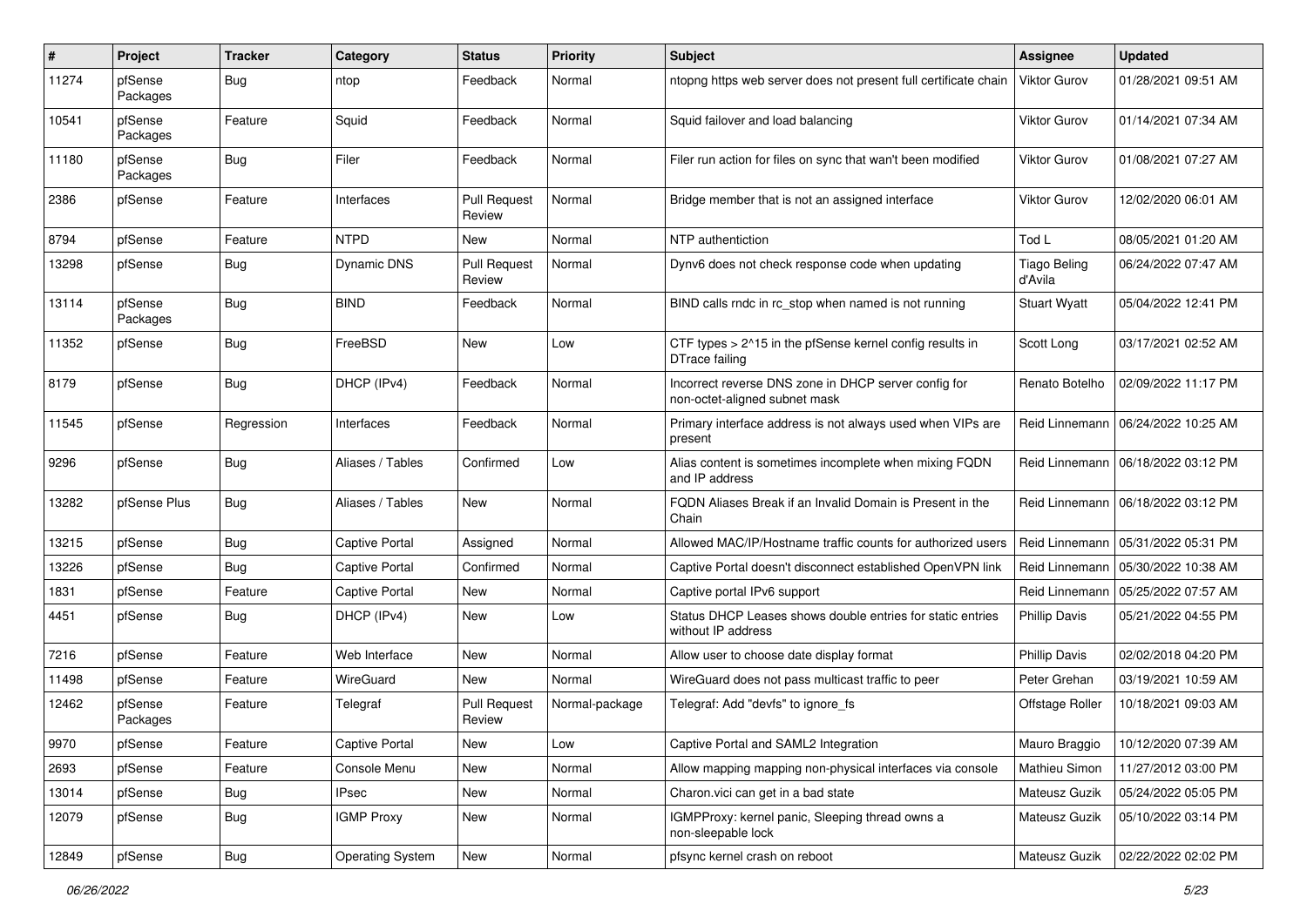| # | Project | Tracker | Category | Status | Priority | Subject | Assignee | Updated |
|---|---|---|---|---|---|---|---|---|
| 11274 | pfSense Packages | Bug | ntop | Feedback | Normal | ntopng https web server does not present full certificate chain | Viktor Gurov | 01/28/2021 09:51 AM |
| 10541 | pfSense Packages | Feature | Squid | Feedback | Normal | Squid failover and load balancing | Viktor Gurov | 01/14/2021 07:34 AM |
| 11180 | pfSense Packages | Bug | Filer | Feedback | Normal | Filer run action for files on sync that wan't been modified | Viktor Gurov | 01/08/2021 07:27 AM |
| 2386 | pfSense | Feature | Interfaces | Pull Request Review | Normal | Bridge member that is not an assigned interface | Viktor Gurov | 12/02/2020 06:01 AM |
| 8794 | pfSense | Feature | NTPD | New | Normal | NTP authentiction | Tod L | 08/05/2021 01:20 AM |
| 13298 | pfSense | Bug | Dynamic DNS | Pull Request Review | Normal | Dynv6 does not check response code when updating | Tiago Beling d'Avila | 06/24/2022 07:47 AM |
| 13114 | pfSense Packages | Bug | BIND | Feedback | Normal | BIND calls rndc in rc_stop when named is not running | Stuart Wyatt | 05/04/2022 12:41 PM |
| 11352 | pfSense | Bug | FreeBSD | New | Low | CTF types > 2^15 in the pfSense kernel config results in DTrace failing | Scott Long | 03/17/2021 02:52 AM |
| 8179 | pfSense | Bug | DHCP (IPv4) | Feedback | Normal | Incorrect reverse DNS zone in DHCP server config for non-octet-aligned subnet mask | Renato Botelho | 02/09/2022 11:17 PM |
| 11545 | pfSense | Regression | Interfaces | Feedback | Normal | Primary interface address is not always used when VIPs are present | Reid Linnemann | 06/24/2022 10:25 AM |
| 9296 | pfSense | Bug | Aliases / Tables | Confirmed | Low | Alias content is sometimes incomplete when mixing FQDN and IP address | Reid Linnemann | 06/18/2022 03:12 PM |
| 13282 | pfSense Plus | Bug | Aliases / Tables | New | Normal | FQDN Aliases Break if an Invalid Domain is Present in the Chain | Reid Linnemann | 06/18/2022 03:12 PM |
| 13215 | pfSense | Bug | Captive Portal | Assigned | Normal | Allowed MAC/IP/Hostname traffic counts for authorized users | Reid Linnemann | 05/31/2022 05:31 PM |
| 13226 | pfSense | Bug | Captive Portal | Confirmed | Normal | Captive Portal doesn't disconnect established OpenVPN link | Reid Linnemann | 05/30/2022 10:38 AM |
| 1831 | pfSense | Feature | Captive Portal | New | Normal | Captive portal IPv6 support | Reid Linnemann | 05/25/2022 07:57 AM |
| 4451 | pfSense | Bug | DHCP (IPv4) | New | Low | Status DHCP Leases shows double entries for static entries without IP address | Phillip Davis | 05/21/2022 04:55 PM |
| 7216 | pfSense | Feature | Web Interface | New | Normal | Allow user to choose date display format | Phillip Davis | 02/02/2018 04:20 PM |
| 11498 | pfSense | Feature | WireGuard | New | Normal | WireGuard does not pass multicast traffic to peer | Peter Grehan | 03/19/2021 10:59 AM |
| 12462 | pfSense Packages | Feature | Telegraf | Pull Request Review | Normal-package | Telegraf: Add "devfs" to ignore_fs | Offstage Roller | 10/18/2021 09:03 AM |
| 9970 | pfSense | Feature | Captive Portal | New | Low | Captive Portal and SAML2 Integration | Mauro Braggio | 10/12/2020 07:39 AM |
| 2693 | pfSense | Feature | Console Menu | New | Normal | Allow mapping mapping non-physical interfaces via console | Mathieu Simon | 11/27/2012 03:00 PM |
| 13014 | pfSense | Bug | IPsec | New | Normal | Charon.vici can get in a bad state | Mateusz Guzik | 05/24/2022 05:05 PM |
| 12079 | pfSense | Bug | IGMP Proxy | New | Normal | IGMPProxy: kernel panic, Sleeping thread owns a non-sleepable lock | Mateusz Guzik | 05/10/2022 03:14 PM |
| 12849 | pfSense | Bug | Operating System | New | Normal | pfsync kernel crash on reboot | Mateusz Guzik | 02/22/2022 02:02 PM |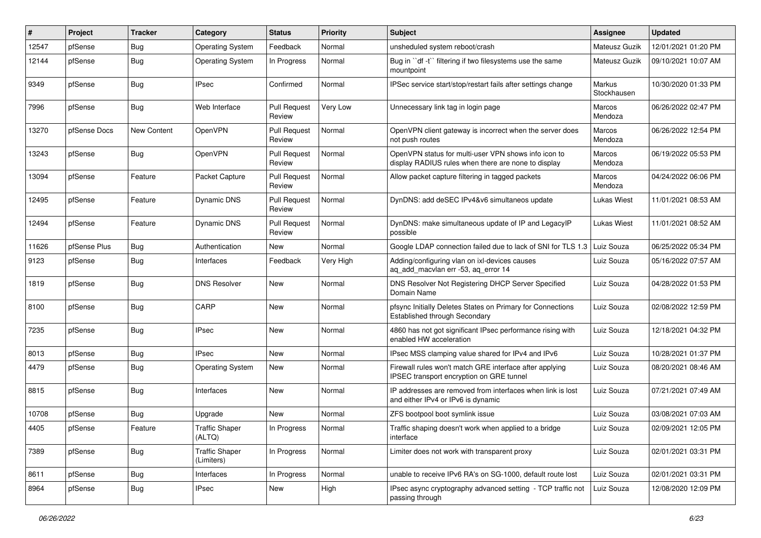| # | Project | Tracker | Category | Status | Priority | Subject | Assignee | Updated |
|---|---|---|---|---|---|---|---|---|
| 12547 | pfSense | Bug | Operating System | Feedback | Normal | unsheduled system reboot/crash | Mateusz Guzik | 12/01/2021 01:20 PM |
| 12144 | pfSense | Bug | Operating System | In Progress | Normal | Bug in ``df -t`` filtering if two filesystems use the same mountpoint | Mateusz Guzik | 09/10/2021 10:07 AM |
| 9349 | pfSense | Bug | IPsec | Confirmed | Normal | IPSec service start/stop/restart fails after settings change | Markus Stockhausen | 10/30/2020 01:33 PM |
| 7996 | pfSense | Bug | Web Interface | Pull Request Review | Very Low | Unnecessary link tag in login page | Marcos Mendoza | 06/26/2022 02:47 PM |
| 13270 | pfSense Docs | New Content | OpenVPN | Pull Request Review | Normal | OpenVPN client gateway is incorrect when the server does not push routes | Marcos Mendoza | 06/26/2022 12:54 PM |
| 13243 | pfSense | Bug | OpenVPN | Pull Request Review | Normal | OpenVPN status for multi-user VPN shows info icon to display RADIUS rules when there are none to display | Marcos Mendoza | 06/19/2022 05:53 PM |
| 13094 | pfSense | Feature | Packet Capture | Pull Request Review | Normal | Allow packet capture filtering in tagged packets | Marcos Mendoza | 04/24/2022 06:06 PM |
| 12495 | pfSense | Feature | Dynamic DNS | Pull Request Review | Normal | DynDNS: add deSEC IPv4&v6 simultaneos update | Lukas Wiest | 11/01/2021 08:53 AM |
| 12494 | pfSense | Feature | Dynamic DNS | Pull Request Review | Normal | DynDNS: make simultaneous update of IP and LegacyIP possible | Lukas Wiest | 11/01/2021 08:52 AM |
| 11626 | pfSense Plus | Bug | Authentication | New | Normal | Google LDAP connection failed due to lack of SNI for TLS 1.3 | Luiz Souza | 06/25/2022 05:34 PM |
| 9123 | pfSense | Bug | Interfaces | Feedback | Very High | Adding/configuring vlan on ixl-devices causes aq_add_macvlan err -53, aq_error 14 | Luiz Souza | 05/16/2022 07:57 AM |
| 1819 | pfSense | Bug | DNS Resolver | New | Normal | DNS Resolver Not Registering DHCP Server Specified Domain Name | Luiz Souza | 04/28/2022 01:53 PM |
| 8100 | pfSense | Bug | CARP | New | Normal | pfsync Initially Deletes States on Primary for Connections Established through Secondary | Luiz Souza | 02/08/2022 12:59 PM |
| 7235 | pfSense | Bug | IPsec | New | Normal | 4860 has not got significant IPsec performance rising with enabled HW acceleration | Luiz Souza | 12/18/2021 04:32 PM |
| 8013 | pfSense | Bug | IPsec | New | Normal | IPsec MSS clamping value shared for IPv4 and IPv6 | Luiz Souza | 10/28/2021 01:37 PM |
| 4479 | pfSense | Bug | Operating System | New | Normal | Firewall rules won't match GRE interface after applying IPSEC transport encryption on GRE tunnel | Luiz Souza | 08/20/2021 08:46 AM |
| 8815 | pfSense | Bug | Interfaces | New | Normal | IP addresses are removed from interfaces when link is lost and either IPv4 or IPv6 is dynamic | Luiz Souza | 07/21/2021 07:49 AM |
| 10708 | pfSense | Bug | Upgrade | New | Normal | ZFS bootpool boot symlink issue | Luiz Souza | 03/08/2021 07:03 AM |
| 4405 | pfSense | Feature | Traffic Shaper (ALTQ) | In Progress | Normal | Traffic shaping doesn't work when applied to a bridge interface | Luiz Souza | 02/09/2021 12:05 PM |
| 7389 | pfSense | Bug | Traffic Shaper (Limiters) | In Progress | Normal | Limiter does not work with transparent proxy | Luiz Souza | 02/01/2021 03:31 PM |
| 8611 | pfSense | Bug | Interfaces | In Progress | Normal | unable to receive IPv6 RA's on SG-1000, default route lost | Luiz Souza | 02/01/2021 03:31 PM |
| 8964 | pfSense | Bug | IPsec | New | High | IPsec async cryptography advanced setting - TCP traffic not passing through | Luiz Souza | 12/08/2020 12:09 PM |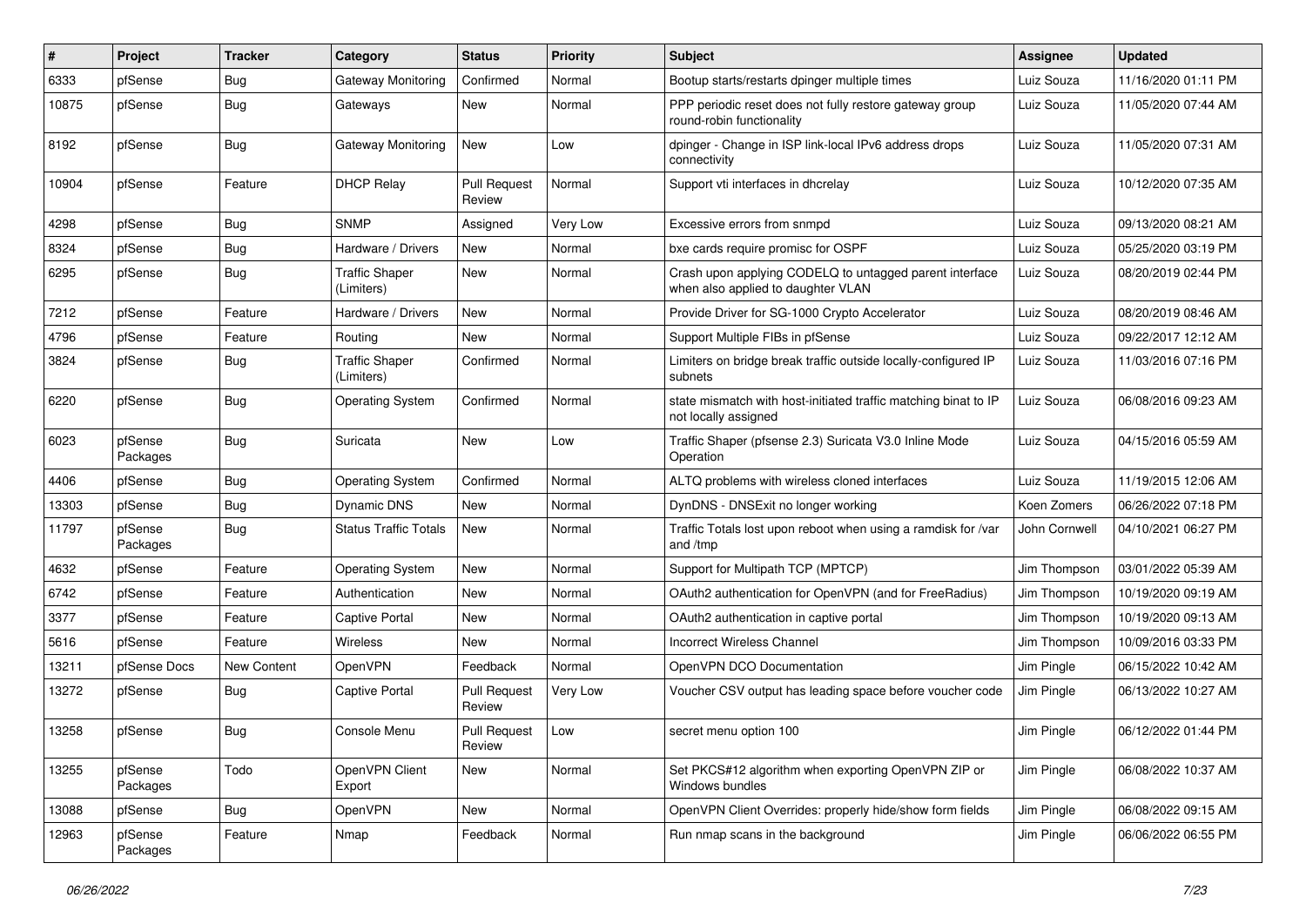| # | Project | Tracker | Category | Status | Priority | Subject | Assignee | Updated |
|---|---|---|---|---|---|---|---|---|
| 6333 | pfSense | Bug | Gateway Monitoring | Confirmed | Normal | Bootup starts/restarts dpinger multiple times | Luiz Souza | 11/16/2020 01:11 PM |
| 10875 | pfSense | Bug | Gateways | New | Normal | PPP periodic reset does not fully restore gateway group round-robin functionality | Luiz Souza | 11/05/2020 07:44 AM |
| 8192 | pfSense | Bug | Gateway Monitoring | New | Low | dpinger - Change in ISP link-local IPv6 address drops connectivity | Luiz Souza | 11/05/2020 07:31 AM |
| 10904 | pfSense | Feature | DHCP Relay | Pull Request Review | Normal | Support vti interfaces in dhcrelay | Luiz Souza | 10/12/2020 07:35 AM |
| 4298 | pfSense | Bug | SNMP | Assigned | Very Low | Excessive errors from snmpd | Luiz Souza | 09/13/2020 08:21 AM |
| 8324 | pfSense | Bug | Hardware / Drivers | New | Normal | bxe cards require promisc for OSPF | Luiz Souza | 05/25/2020 03:19 PM |
| 6295 | pfSense | Bug | Traffic Shaper (Limiters) | New | Normal | Crash upon applying CODELQ to untagged parent interface when also applied to daughter VLAN | Luiz Souza | 08/20/2019 02:44 PM |
| 7212 | pfSense | Feature | Hardware / Drivers | New | Normal | Provide Driver for SG-1000 Crypto Accelerator | Luiz Souza | 08/20/2019 08:46 AM |
| 4796 | pfSense | Feature | Routing | New | Normal | Support Multiple FIBs in pfSense | Luiz Souza | 09/22/2017 12:12 AM |
| 3824 | pfSense | Bug | Traffic Shaper (Limiters) | Confirmed | Normal | Limiters on bridge break traffic outside locally-configured IP subnets | Luiz Souza | 11/03/2016 07:16 PM |
| 6220 | pfSense | Bug | Operating System | Confirmed | Normal | state mismatch with host-initiated traffic matching binat to IP not locally assigned | Luiz Souza | 06/08/2016 09:23 AM |
| 6023 | pfSense Packages | Bug | Suricata | New | Low | Traffic Shaper (pfsense 2.3) Suricata V3.0 Inline Mode Operation | Luiz Souza | 04/15/2016 05:59 AM |
| 4406 | pfSense | Bug | Operating System | Confirmed | Normal | ALTQ problems with wireless cloned interfaces | Luiz Souza | 11/19/2015 12:06 AM |
| 13303 | pfSense | Bug | Dynamic DNS | New | Normal | DynDNS - DNSExit no longer working | Koen Zomers | 06/26/2022 07:18 PM |
| 11797 | pfSense Packages | Bug | Status Traffic Totals | New | Normal | Traffic Totals lost upon reboot when using a ramdisk for /var and /tmp | John Cornwell | 04/10/2021 06:27 PM |
| 4632 | pfSense | Feature | Operating System | New | Normal | Support for Multipath TCP (MPTCP) | Jim Thompson | 03/01/2022 05:39 AM |
| 6742 | pfSense | Feature | Authentication | New | Normal | OAuth2 authentication for OpenVPN (and for FreeRadius) | Jim Thompson | 10/19/2020 09:19 AM |
| 3377 | pfSense | Feature | Captive Portal | New | Normal | OAuth2 authentication in captive portal | Jim Thompson | 10/19/2020 09:13 AM |
| 5616 | pfSense | Feature | Wireless | New | Normal | Incorrect Wireless Channel | Jim Thompson | 10/09/2016 03:33 PM |
| 13211 | pfSense Docs | New Content | OpenVPN | Feedback | Normal | OpenVPN DCO Documentation | Jim Pingle | 06/15/2022 10:42 AM |
| 13272 | pfSense | Bug | Captive Portal | Pull Request Review | Very Low | Voucher CSV output has leading space before voucher code | Jim Pingle | 06/13/2022 10:27 AM |
| 13258 | pfSense | Bug | Console Menu | Pull Request Review | Low | secret menu option 100 | Jim Pingle | 06/12/2022 01:44 PM |
| 13255 | pfSense Packages | Todo | OpenVPN Client Export | New | Normal | Set PKCS#12 algorithm when exporting OpenVPN ZIP or Windows bundles | Jim Pingle | 06/08/2022 10:37 AM |
| 13088 | pfSense | Bug | OpenVPN | New | Normal | OpenVPN Client Overrides: properly hide/show form fields | Jim Pingle | 06/08/2022 09:15 AM |
| 12963 | pfSense Packages | Feature | Nmap | Feedback | Normal | Run nmap scans in the background | Jim Pingle | 06/06/2022 06:55 PM |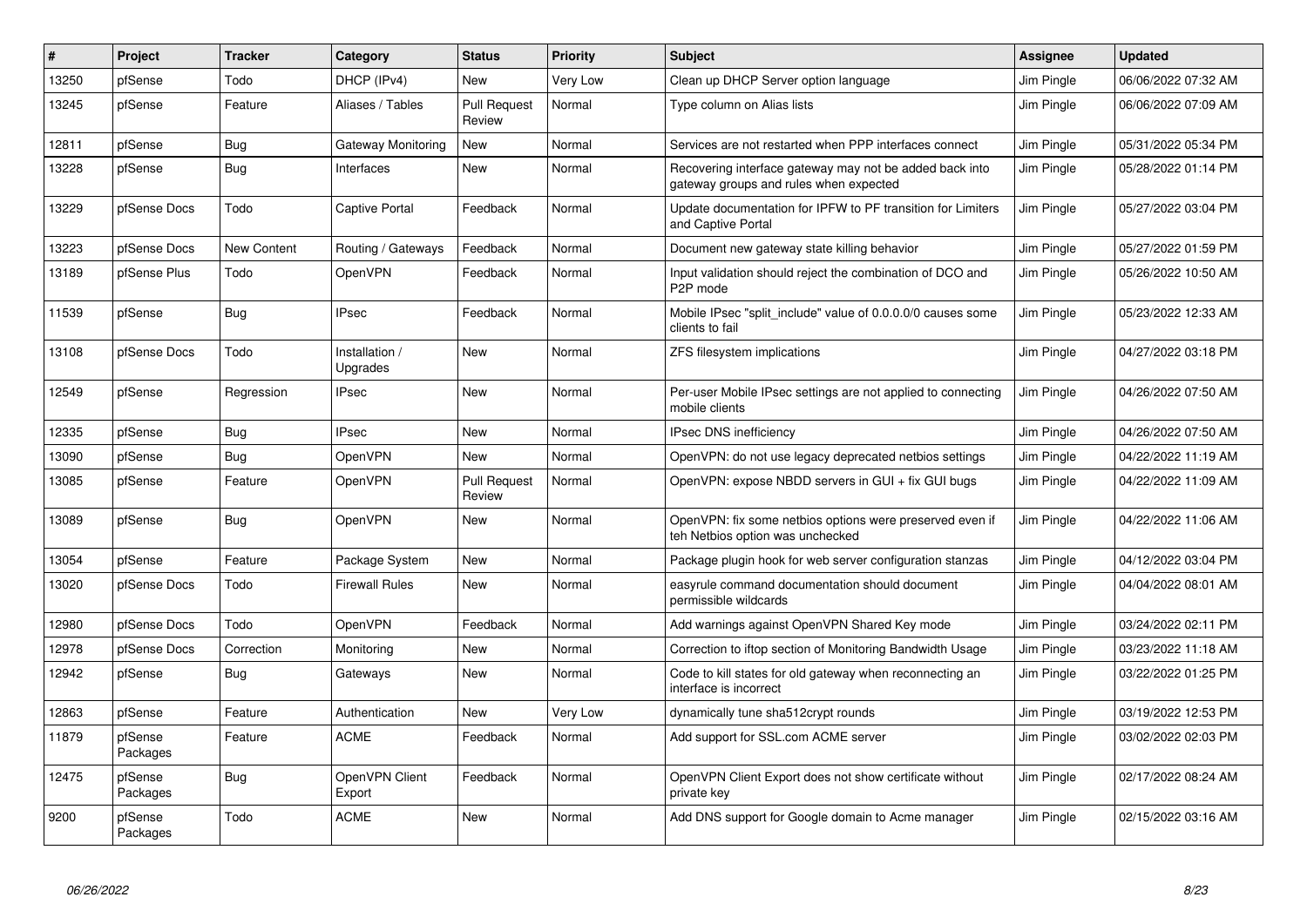| # | Project | Tracker | Category | Status | Priority | Subject | Assignee | Updated |
|---|---|---|---|---|---|---|---|---|
| 13250 | pfSense | Todo | DHCP (IPv4) | New | Very Low | Clean up DHCP Server option language | Jim Pingle | 06/06/2022 07:32 AM |
| 13245 | pfSense | Feature | Aliases / Tables | Pull Request Review | Normal | Type column on Alias lists | Jim Pingle | 06/06/2022 07:09 AM |
| 12811 | pfSense | Bug | Gateway Monitoring | New | Normal | Services are not restarted when PPP interfaces connect | Jim Pingle | 05/31/2022 05:34 PM |
| 13228 | pfSense | Bug | Interfaces | New | Normal | Recovering interface gateway may not be added back into gateway groups and rules when expected | Jim Pingle | 05/28/2022 01:14 PM |
| 13229 | pfSense Docs | Todo | Captive Portal | Feedback | Normal | Update documentation for IPFW to PF transition for Limiters and Captive Portal | Jim Pingle | 05/27/2022 03:04 PM |
| 13223 | pfSense Docs | New Content | Routing / Gateways | Feedback | Normal | Document new gateway state killing behavior | Jim Pingle | 05/27/2022 01:59 PM |
| 13189 | pfSense Plus | Todo | OpenVPN | Feedback | Normal | Input validation should reject the combination of DCO and P2P mode | Jim Pingle | 05/26/2022 10:50 AM |
| 11539 | pfSense | Bug | IPsec | Feedback | Normal | Mobile IPsec "split_include" value of 0.0.0.0/0 causes some clients to fail | Jim Pingle | 05/23/2022 12:33 AM |
| 13108 | pfSense Docs | Todo | Installation / Upgrades | New | Normal | ZFS filesystem implications | Jim Pingle | 04/27/2022 03:18 PM |
| 12549 | pfSense | Regression | IPsec | New | Normal | Per-user Mobile IPsec settings are not applied to connecting mobile clients | Jim Pingle | 04/26/2022 07:50 AM |
| 12335 | pfSense | Bug | IPsec | New | Normal | IPsec DNS inefficiency | Jim Pingle | 04/26/2022 07:50 AM |
| 13090 | pfSense | Bug | OpenVPN | New | Normal | OpenVPN: do not use legacy deprecated netbios settings | Jim Pingle | 04/22/2022 11:19 AM |
| 13085 | pfSense | Feature | OpenVPN | Pull Request Review | Normal | OpenVPN: expose NBDD servers in GUI + fix GUI bugs | Jim Pingle | 04/22/2022 11:09 AM |
| 13089 | pfSense | Bug | OpenVPN | New | Normal | OpenVPN: fix some netbios options were preserved even if teh Netbios option was unchecked | Jim Pingle | 04/22/2022 11:06 AM |
| 13054 | pfSense | Feature | Package System | New | Normal | Package plugin hook for web server configuration stanzas | Jim Pingle | 04/12/2022 03:04 PM |
| 13020 | pfSense Docs | Todo | Firewall Rules | New | Normal | easyrule command documentation should document permissible wildcards | Jim Pingle | 04/04/2022 08:01 AM |
| 12980 | pfSense Docs | Todo | OpenVPN | Feedback | Normal | Add warnings against OpenVPN Shared Key mode | Jim Pingle | 03/24/2022 02:11 PM |
| 12978 | pfSense Docs | Correction | Monitoring | New | Normal | Correction to iftop section of Monitoring Bandwidth Usage | Jim Pingle | 03/23/2022 11:18 AM |
| 12942 | pfSense | Bug | Gateways | New | Normal | Code to kill states for old gateway when reconnecting an interface is incorrect | Jim Pingle | 03/22/2022 01:25 PM |
| 12863 | pfSense | Feature | Authentication | New | Very Low | dynamically tune sha512crypt rounds | Jim Pingle | 03/19/2022 12:53 PM |
| 11879 | pfSense Packages | Feature | ACME | Feedback | Normal | Add support for SSL.com ACME server | Jim Pingle | 03/02/2022 02:03 PM |
| 12475 | pfSense Packages | Bug | OpenVPN Client Export | Feedback | Normal | OpenVPN Client Export does not show certificate without private key | Jim Pingle | 02/17/2022 08:24 AM |
| 9200 | pfSense Packages | Todo | ACME | New | Normal | Add DNS support for Google domain to Acme manager | Jim Pingle | 02/15/2022 03:16 AM |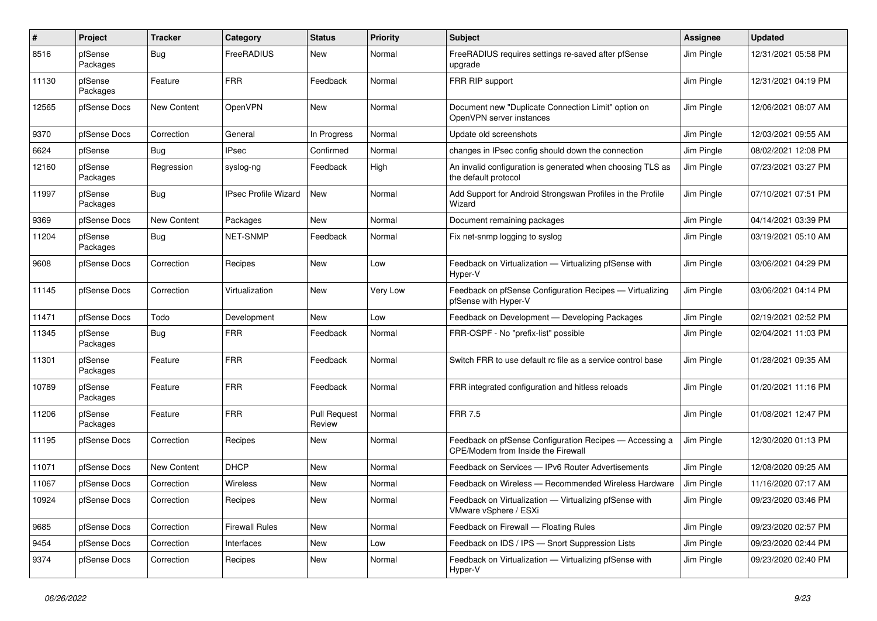| # | Project | Tracker | Category | Status | Priority | Subject | Assignee | Updated |
|---|---|---|---|---|---|---|---|---|
| 8516 | pfSense Packages | Bug | FreeRADIUS | New | Normal | FreeRADIUS requires settings re-saved after pfSense upgrade | Jim Pingle | 12/31/2021 05:58 PM |
| 11130 | pfSense Packages | Feature | FRR | Feedback | Normal | FRR RIP support | Jim Pingle | 12/31/2021 04:19 PM |
| 12565 | pfSense Docs | New Content | OpenVPN | New | Normal | Document new "Duplicate Connection Limit" option on OpenVPN server instances | Jim Pingle | 12/06/2021 08:07 AM |
| 9370 | pfSense Docs | Correction | General | In Progress | Normal | Update old screenshots | Jim Pingle | 12/03/2021 09:55 AM |
| 6624 | pfSense | Bug | IPsec | Confirmed | Normal | changes in IPsec config should down the connection | Jim Pingle | 08/02/2021 12:08 PM |
| 12160 | pfSense Packages | Regression | syslog-ng | Feedback | High | An invalid configuration is generated when choosing TLS as the default protocol | Jim Pingle | 07/23/2021 03:27 PM |
| 11997 | pfSense Packages | Bug | IPsec Profile Wizard | New | Normal | Add Support for Android Strongswan Profiles in the Profile Wizard | Jim Pingle | 07/10/2021 07:51 PM |
| 9369 | pfSense Docs | New Content | Packages | New | Normal | Document remaining packages | Jim Pingle | 04/14/2021 03:39 PM |
| 11204 | pfSense Packages | Bug | NET-SNMP | Feedback | Normal | Fix net-snmp logging to syslog | Jim Pingle | 03/19/2021 05:10 AM |
| 9608 | pfSense Docs | Correction | Recipes | New | Low | Feedback on Virtualization — Virtualizing pfSense with Hyper-V | Jim Pingle | 03/06/2021 04:29 PM |
| 11145 | pfSense Docs | Correction | Virtualization | New | Very Low | Feedback on pfSense Configuration Recipes — Virtualizing pfSense with Hyper-V | Jim Pingle | 03/06/2021 04:14 PM |
| 11471 | pfSense Docs | Todo | Development | New | Low | Feedback on Development — Developing Packages | Jim Pingle | 02/19/2021 02:52 PM |
| 11345 | pfSense Packages | Bug | FRR | Feedback | Normal | FRR-OSPF - No "prefix-list" possible | Jim Pingle | 02/04/2021 11:03 PM |
| 11301 | pfSense Packages | Feature | FRR | Feedback | Normal | Switch FRR to use default rc file as a service control base | Jim Pingle | 01/28/2021 09:35 AM |
| 10789 | pfSense Packages | Feature | FRR | Feedback | Normal | FRR integrated configuration and hitless reloads | Jim Pingle | 01/20/2021 11:16 PM |
| 11206 | pfSense Packages | Feature | FRR | Pull Request Review | Normal | FRR 7.5 | Jim Pingle | 01/08/2021 12:47 PM |
| 11195 | pfSense Docs | Correction | Recipes | New | Normal | Feedback on pfSense Configuration Recipes — Accessing a CPE/Modem from Inside the Firewall | Jim Pingle | 12/30/2020 01:13 PM |
| 11071 | pfSense Docs | New Content | DHCP | New | Normal | Feedback on Services — IPv6 Router Advertisements | Jim Pingle | 12/08/2020 09:25 AM |
| 11067 | pfSense Docs | Correction | Wireless | New | Normal | Feedback on Wireless — Recommended Wireless Hardware | Jim Pingle | 11/16/2020 07:17 AM |
| 10924 | pfSense Docs | Correction | Recipes | New | Normal | Feedback on Virtualization — Virtualizing pfSense with VMware vSphere / ESXi | Jim Pingle | 09/23/2020 03:46 PM |
| 9685 | pfSense Docs | Correction | Firewall Rules | New | Normal | Feedback on Firewall — Floating Rules | Jim Pingle | 09/23/2020 02:57 PM |
| 9454 | pfSense Docs | Correction | Interfaces | New | Low | Feedback on IDS / IPS — Snort Suppression Lists | Jim Pingle | 09/23/2020 02:44 PM |
| 9374 | pfSense Docs | Correction | Recipes | New | Normal | Feedback on Virtualization — Virtualizing pfSense with Hyper-V | Jim Pingle | 09/23/2020 02:40 PM |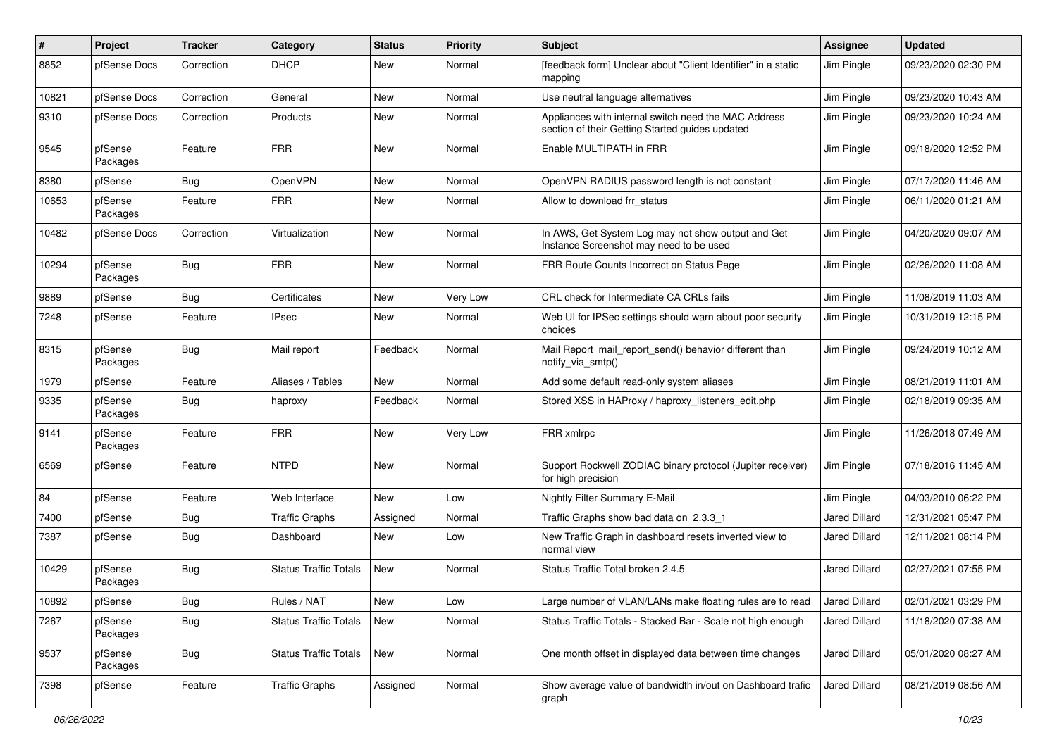| # | Project | Tracker | Category | Status | Priority | Subject | Assignee | Updated |
|---|---|---|---|---|---|---|---|---|
| 8852 | pfSense Docs | Correction | DHCP | New | Normal | [feedback form] Unclear about "Client Identifier" in a static mapping | Jim Pingle | 09/23/2020 02:30 PM |
| 10821 | pfSense Docs | Correction | General | New | Normal | Use neutral language alternatives | Jim Pingle | 09/23/2020 10:43 AM |
| 9310 | pfSense Docs | Correction | Products | New | Normal | Appliances with internal switch need the MAC Address section of their Getting Started guides updated | Jim Pingle | 09/23/2020 10:24 AM |
| 9545 | pfSense Packages | Feature | FRR | New | Normal | Enable MULTIPATH in FRR | Jim Pingle | 09/18/2020 12:52 PM |
| 8380 | pfSense | Bug | OpenVPN | New | Normal | OpenVPN RADIUS password length is not constant | Jim Pingle | 07/17/2020 11:46 AM |
| 10653 | pfSense Packages | Feature | FRR | New | Normal | Allow to download frr_status | Jim Pingle | 06/11/2020 01:21 AM |
| 10482 | pfSense Docs | Correction | Virtualization | New | Normal | In AWS, Get System Log may not show output and Get Instance Screenshot may need to be used | Jim Pingle | 04/20/2020 09:07 AM |
| 10294 | pfSense Packages | Bug | FRR | New | Normal | FRR Route Counts Incorrect on Status Page | Jim Pingle | 02/26/2020 11:08 AM |
| 9889 | pfSense | Bug | Certificates | New | Very Low | CRL check for Intermediate CA CRLs fails | Jim Pingle | 11/08/2019 11:03 AM |
| 7248 | pfSense | Feature | IPsec | New | Normal | Web UI for IPSec settings should warn about poor security choices | Jim Pingle | 10/31/2019 12:15 PM |
| 8315 | pfSense Packages | Bug | Mail report | Feedback | Normal | Mail Report mail_report_send() behavior different than notify_via_smtp() | Jim Pingle | 09/24/2019 10:12 AM |
| 1979 | pfSense | Feature | Aliases / Tables | New | Normal | Add some default read-only system aliases | Jim Pingle | 08/21/2019 11:01 AM |
| 9335 | pfSense Packages | Bug | haproxy | Feedback | Normal | Stored XSS in HAProxy / haproxy_listeners_edit.php | Jim Pingle | 02/18/2019 09:35 AM |
| 9141 | pfSense Packages | Feature | FRR | New | Very Low | FRR xmlrpc | Jim Pingle | 11/26/2018 07:49 AM |
| 6569 | pfSense | Feature | NTPD | New | Normal | Support Rockwell ZODIAC binary protocol (Jupiter receiver) for high precision | Jim Pingle | 07/18/2016 11:45 AM |
| 84 | pfSense | Feature | Web Interface | New | Low | Nightly Filter Summary E-Mail | Jim Pingle | 04/03/2010 06:22 PM |
| 7400 | pfSense | Bug | Traffic Graphs | Assigned | Normal | Traffic Graphs show bad data on 2.3.3_1 | Jared Dillard | 12/31/2021 05:47 PM |
| 7387 | pfSense | Bug | Dashboard | New | Low | New Traffic Graph in dashboard resets inverted view to normal view | Jared Dillard | 12/11/2021 08:14 PM |
| 10429 | pfSense Packages | Bug | Status Traffic Totals | New | Normal | Status Traffic Total broken 2.4.5 | Jared Dillard | 02/27/2021 07:55 PM |
| 10892 | pfSense | Bug | Rules / NAT | New | Low | Large number of VLAN/LANs make floating rules are to read | Jared Dillard | 02/01/2021 03:29 PM |
| 7267 | pfSense Packages | Bug | Status Traffic Totals | New | Normal | Status Traffic Totals - Stacked Bar - Scale not high enough | Jared Dillard | 11/18/2020 07:38 AM |
| 9537 | pfSense Packages | Bug | Status Traffic Totals | New | Normal | One month offset in displayed data between time changes | Jared Dillard | 05/01/2020 08:27 AM |
| 7398 | pfSense | Feature | Traffic Graphs | Assigned | Normal | Show average value of bandwidth in/out on Dashboard trafic graph | Jared Dillard | 08/21/2019 08:56 AM |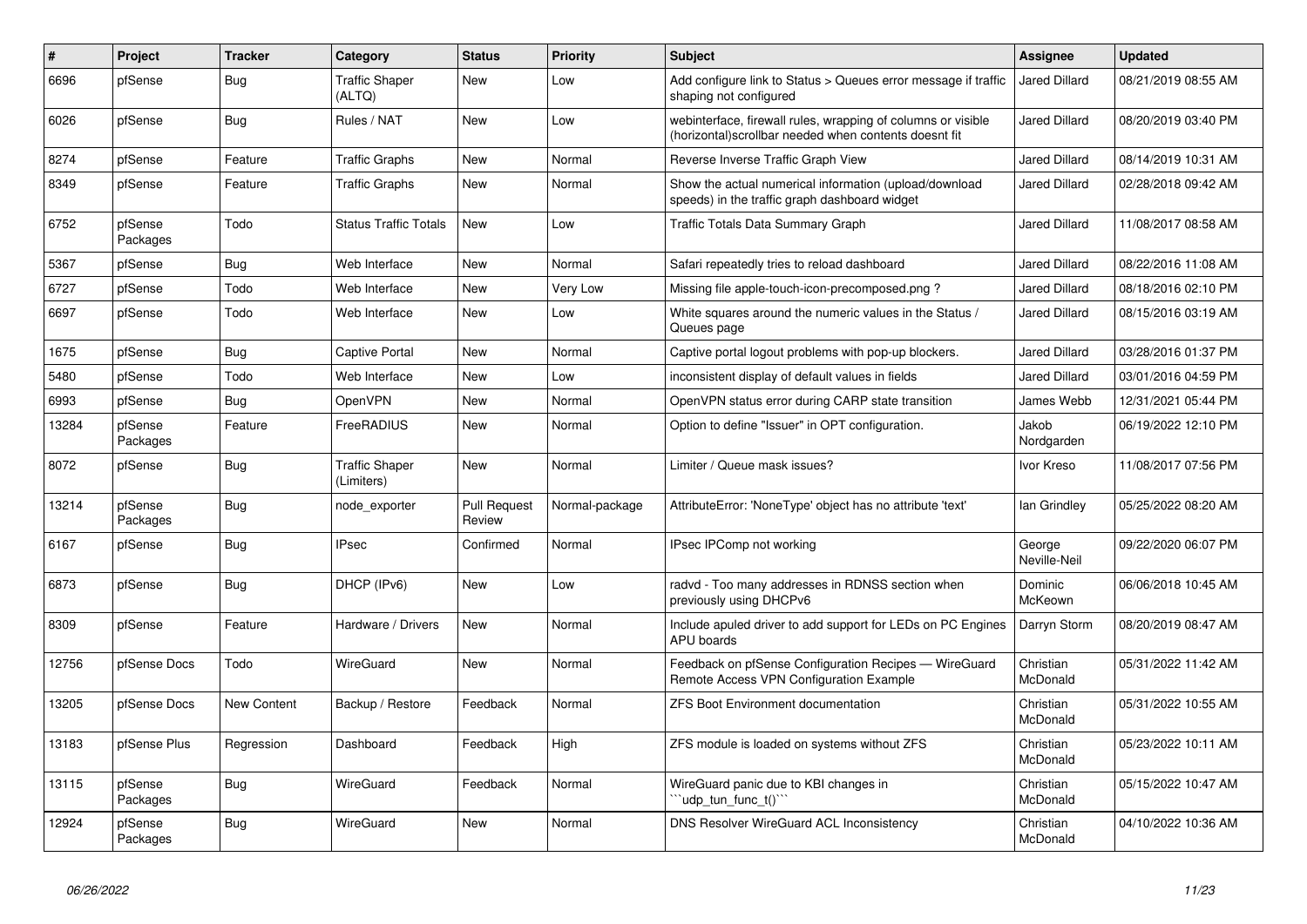| # | Project | Tracker | Category | Status | Priority | Subject | Assignee | Updated |
|---|---|---|---|---|---|---|---|---|
| 6696 | pfSense | Bug | Traffic Shaper (ALTQ) | New | Low | Add configure link to Status > Queues error message if traffic shaping not configured | Jared Dillard | 08/21/2019 08:55 AM |
| 6026 | pfSense | Bug | Rules / NAT | New | Low | webinterface, firewall rules, wrapping of columns or visible (horizontal)scrollbar needed when contents doesnt fit | Jared Dillard | 08/20/2019 03:40 PM |
| 8274 | pfSense | Feature | Traffic Graphs | New | Normal | Reverse Inverse Traffic Graph View | Jared Dillard | 08/14/2019 10:31 AM |
| 8349 | pfSense | Feature | Traffic Graphs | New | Normal | Show the actual numerical information (upload/download speeds) in the traffic graph dashboard widget | Jared Dillard | 02/28/2018 09:42 AM |
| 6752 | pfSense Packages | Todo | Status Traffic Totals | New | Low | Traffic Totals Data Summary Graph | Jared Dillard | 11/08/2017 08:58 AM |
| 5367 | pfSense | Bug | Web Interface | New | Normal | Safari repeatedly tries to reload dashboard | Jared Dillard | 08/22/2016 11:08 AM |
| 6727 | pfSense | Todo | Web Interface | New | Very Low | Missing file apple-touch-icon-precomposed.png ? | Jared Dillard | 08/18/2016 02:10 PM |
| 6697 | pfSense | Todo | Web Interface | New | Low | White squares around the numeric values in the Status / Queues page | Jared Dillard | 08/15/2016 03:19 AM |
| 1675 | pfSense | Bug | Captive Portal | New | Normal | Captive portal logout problems with pop-up blockers. | Jared Dillard | 03/28/2016 01:37 PM |
| 5480 | pfSense | Todo | Web Interface | New | Low | inconsistent display of default values in fields | Jared Dillard | 03/01/2016 04:59 PM |
| 6993 | pfSense | Bug | OpenVPN | New | Normal | OpenVPN status error during CARP state transition | James Webb | 12/31/2021 05:44 PM |
| 13284 | pfSense Packages | Feature | FreeRADIUS | New | Normal | Option to define "Issuer" in OPT configuration. | Jakob Nordgarden | 06/19/2022 12:10 PM |
| 8072 | pfSense | Bug | Traffic Shaper (Limiters) | New | Normal | Limiter / Queue mask issues? | Ivor Kreso | 11/08/2017 07:56 PM |
| 13214 | pfSense Packages | Bug | node_exporter | Pull Request Review | Normal-package | AttributeError: 'NoneType' object has no attribute 'text' | Ian Grindley | 05/25/2022 08:20 AM |
| 6167 | pfSense | Bug | IPsec | Confirmed | Normal | IPsec IPComp not working | George Neville-Neil | 09/22/2020 06:07 PM |
| 6873 | pfSense | Bug | DHCP (IPv6) | New | Low | radvd - Too many addresses in RDNSS section when previously using DHCPv6 | Dominic McKeown | 06/06/2018 10:45 AM |
| 8309 | pfSense | Feature | Hardware / Drivers | New | Normal | Include apuled driver to add support for LEDs on PC Engines APU boards | Darryn Storm | 08/20/2019 08:47 AM |
| 12756 | pfSense Docs | Todo | WireGuard | New | Normal | Feedback on pfSense Configuration Recipes — WireGuard Remote Access VPN Configuration Example | Christian McDonald | 05/31/2022 11:42 AM |
| 13205 | pfSense Docs | New Content | Backup / Restore | Feedback | Normal | ZFS Boot Environment documentation | Christian McDonald | 05/31/2022 10:55 AM |
| 13183 | pfSense Plus | Regression | Dashboard | Feedback | High | ZFS module is loaded on systems without ZFS | Christian McDonald | 05/23/2022 10:11 AM |
| 13115 | pfSense Packages | Bug | WireGuard | Feedback | Normal | WireGuard panic due to KBI changes in ```udp_tun_func_t()``` | Christian McDonald | 05/15/2022 10:47 AM |
| 12924 | pfSense Packages | Bug | WireGuard | New | Normal | DNS Resolver WireGuard ACL Inconsistency | Christian McDonald | 04/10/2022 10:36 AM |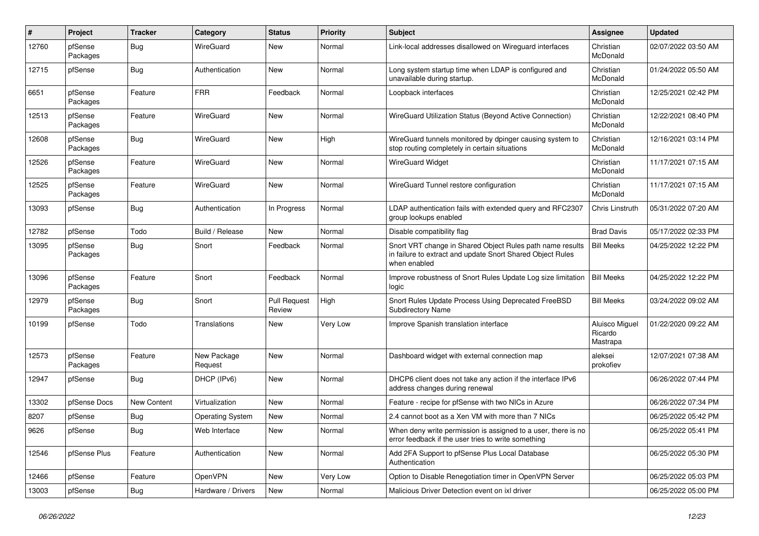| # | Project | Tracker | Category | Status | Priority | Subject | Assignee | Updated |
|---|---|---|---|---|---|---|---|---|
| 12760 | pfSense Packages | Bug | WireGuard | New | Normal | Link-local addresses disallowed on Wireguard interfaces | Christian McDonald | 02/07/2022 03:50 AM |
| 12715 | pfSense | Bug | Authentication | New | Normal | Long system startup time when LDAP is configured and unavailable during startup. | Christian McDonald | 01/24/2022 05:50 AM |
| 6651 | pfSense Packages | Feature | FRR | Feedback | Normal | Loopback interfaces | Christian McDonald | 12/25/2021 02:42 PM |
| 12513 | pfSense Packages | Feature | WireGuard | New | Normal | WireGuard Utilization Status (Beyond Active Connection) | Christian McDonald | 12/22/2021 08:40 PM |
| 12608 | pfSense Packages | Bug | WireGuard | New | High | WireGuard tunnels monitored by dpinger causing system to stop routing completely in certain situations | Christian McDonald | 12/16/2021 03:14 PM |
| 12526 | pfSense Packages | Feature | WireGuard | New | Normal | WireGuard Widget | Christian McDonald | 11/17/2021 07:15 AM |
| 12525 | pfSense Packages | Feature | WireGuard | New | Normal | WireGuard Tunnel restore configuration | Christian McDonald | 11/17/2021 07:15 AM |
| 13093 | pfSense | Bug | Authentication | In Progress | Normal | LDAP authentication fails with extended query and RFC2307 group lookups enabled | Chris Linstruth | 05/31/2022 07:20 AM |
| 12782 | pfSense | Todo | Build / Release | New | Normal | Disable compatibility flag | Brad Davis | 05/17/2022 02:33 PM |
| 13095 | pfSense Packages | Bug | Snort | Feedback | Normal | Snort VRT change in Shared Object Rules path name results in failure to extract and update Snort Shared Object Rules when enabled | Bill Meeks | 04/25/2022 12:22 PM |
| 13096 | pfSense Packages | Feature | Snort | Feedback | Normal | Improve robustness of Snort Rules Update Log size limitation logic | Bill Meeks | 04/25/2022 12:22 PM |
| 12979 | pfSense Packages | Bug | Snort | Pull Request Review | High | Snort Rules Update Process Using Deprecated FreeBSD Subdirectory Name | Bill Meeks | 03/24/2022 09:02 AM |
| 10199 | pfSense | Todo | Translations | New | Very Low | Improve Spanish translation interface | Aluisco Miguel Ricardo Mastrapa | 01/22/2020 09:22 AM |
| 12573 | pfSense Packages | Feature | New Package Request | New | Normal | Dashboard widget with external connection map | aleksei prokofiev | 12/07/2021 07:38 AM |
| 12947 | pfSense | Bug | DHCP (IPv6) | New | Normal | DHCP6 client does not take any action if the interface IPv6 address changes during renewal | | 06/26/2022 07:44 PM |
| 13302 | pfSense Docs | New Content | Virtualization | New | Normal | Feature - recipe for pfSense with two NICs in Azure | | 06/26/2022 07:34 PM |
| 8207 | pfSense | Bug | Operating System | New | Normal | 2.4 cannot boot as a Xen VM with more than 7 NICs | | 06/25/2022 05:42 PM |
| 9626 | pfSense | Bug | Web Interface | New | Normal | When deny write permission is assigned to a user, there is no error feedback if the user tries to write something | | 06/25/2022 05:41 PM |
| 12546 | pfSense Plus | Feature | Authentication | New | Normal | Add 2FA Support to pfSense Plus Local Database Authentication | | 06/25/2022 05:30 PM |
| 12466 | pfSense | Feature | OpenVPN | New | Very Low | Option to Disable Renegotiation timer in OpenVPN Server | | 06/25/2022 05:03 PM |
| 13003 | pfSense | Bug | Hardware / Drivers | New | Normal | Malicious Driver Detection event on ixl driver | | 06/25/2022 05:00 PM |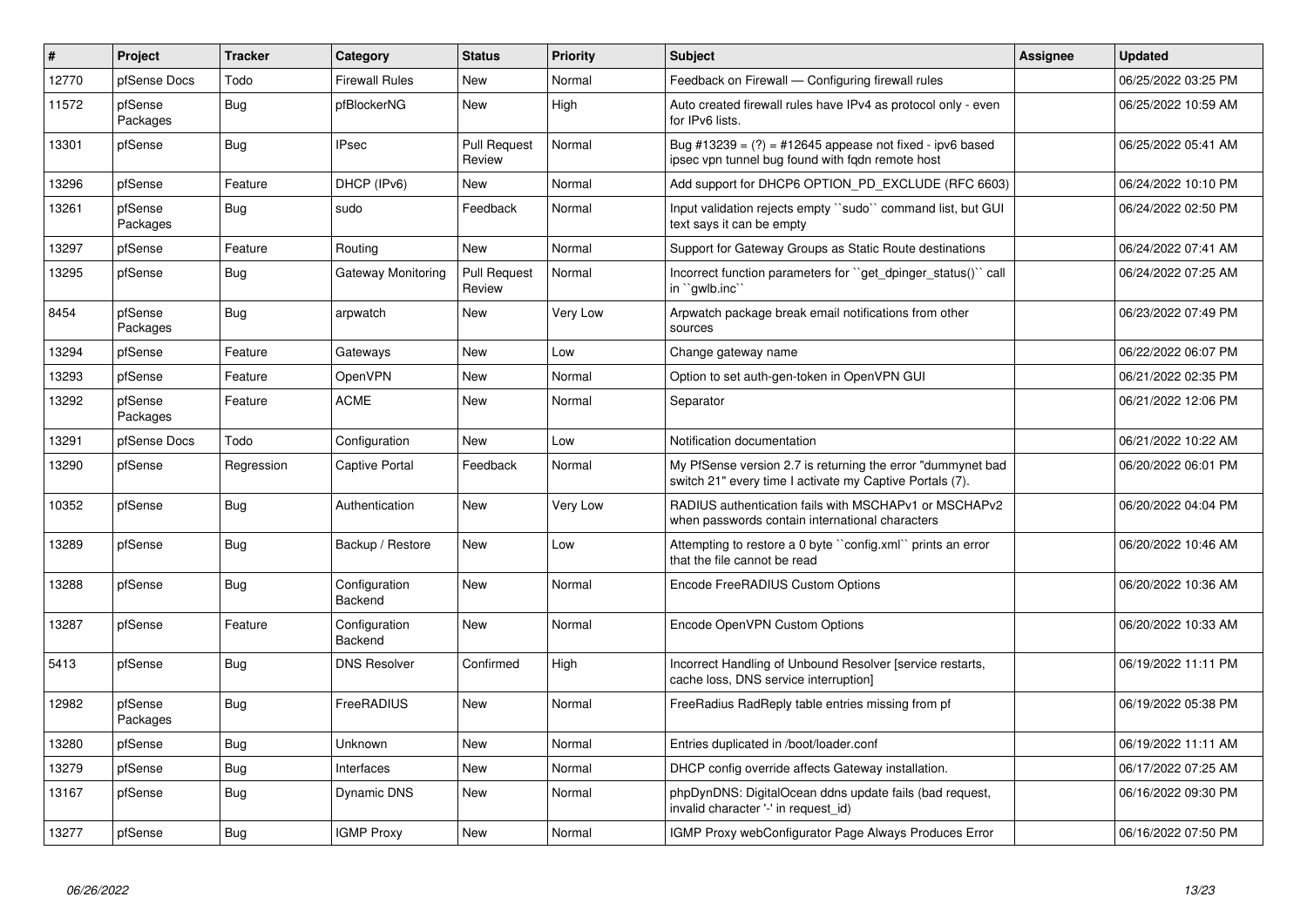| # | Project | Tracker | Category | Status | Priority | Subject | Assignee | Updated |
|---|---|---|---|---|---|---|---|---|
| 12770 | pfSense Docs | Todo | Firewall Rules | New | Normal | Feedback on Firewall — Configuring firewall rules | | 06/25/2022 03:25 PM |
| 11572 | pfSense Packages | Bug | pfBlockerNG | New | High | Auto created firewall rules have IPv4 as protocol only - even for IPv6 lists. | | 06/25/2022 10:59 AM |
| 13301 | pfSense | Bug | IPsec | Pull Request Review | Normal | Bug #13239 = (?) = #12645 appease not fixed - ipv6 based ipsec vpn tunnel bug found with fqdn remote host | | 06/25/2022 05:41 AM |
| 13296 | pfSense | Feature | DHCP (IPv6) | New | Normal | Add support for DHCP6 OPTION_PD_EXCLUDE (RFC 6603) | | 06/24/2022 10:10 PM |
| 13261 | pfSense Packages | Bug | sudo | Feedback | Normal | Input validation rejects empty ``sudo`` command list, but GUI text says it can be empty | | 06/24/2022 02:50 PM |
| 13297 | pfSense | Feature | Routing | New | Normal | Support for Gateway Groups as Static Route destinations | | 06/24/2022 07:41 AM |
| 13295 | pfSense | Bug | Gateway Monitoring | Pull Request Review | Normal | Incorrect function parameters for ``get_dpinger_status()`` call in ``gwlb.inc`` | | 06/24/2022 07:25 AM |
| 8454 | pfSense Packages | Bug | arpwatch | New | Very Low | Arpwatch package break email notifications from other sources | | 06/23/2022 07:49 PM |
| 13294 | pfSense | Feature | Gateways | New | Low | Change gateway name | | 06/22/2022 06:07 PM |
| 13293 | pfSense | Feature | OpenVPN | New | Normal | Option to set auth-gen-token in OpenVPN GUI | | 06/21/2022 02:35 PM |
| 13292 | pfSense Packages | Feature | ACME | New | Normal | Separator | | 06/21/2022 12:06 PM |
| 13291 | pfSense Docs | Todo | Configuration | New | Low | Notification documentation | | 06/21/2022 10:22 AM |
| 13290 | pfSense | Regression | Captive Portal | Feedback | Normal | My PfSense version 2.7 is returning the error "dummynet bad switch 21" every time I activate my Captive Portals (7). | | 06/20/2022 06:01 PM |
| 10352 | pfSense | Bug | Authentication | New | Very Low | RADIUS authentication fails with MSCHAPv1 or MSCHAPv2 when passwords contain international characters | | 06/20/2022 04:04 PM |
| 13289 | pfSense | Bug | Backup / Restore | New | Low | Attempting to restore a 0 byte ``config.xml`` prints an error that the file cannot be read | | 06/20/2022 10:46 AM |
| 13288 | pfSense | Bug | Configuration Backend | New | Normal | Encode FreeRADIUS Custom Options | | 06/20/2022 10:36 AM |
| 13287 | pfSense | Feature | Configuration Backend | New | Normal | Encode OpenVPN Custom Options | | 06/20/2022 10:33 AM |
| 5413 | pfSense | Bug | DNS Resolver | Confirmed | High | Incorrect Handling of Unbound Resolver [service restarts, cache loss, DNS service interruption] | | 06/19/2022 11:11 PM |
| 12982 | pfSense Packages | Bug | FreeRADIUS | New | Normal | FreeRadius RadReply table entries missing from pf | | 06/19/2022 05:38 PM |
| 13280 | pfSense | Bug | Unknown | New | Normal | Entries duplicated in /boot/loader.conf | | 06/19/2022 11:11 AM |
| 13279 | pfSense | Bug | Interfaces | New | Normal | DHCP config override affects Gateway installation. | | 06/17/2022 07:25 AM |
| 13167 | pfSense | Bug | Dynamic DNS | New | Normal | phpDynDNS: DigitalOcean ddns update fails (bad request, invalid character '-' in request_id) | | 06/16/2022 09:30 PM |
| 13277 | pfSense | Bug | IGMP Proxy | New | Normal | IGMP Proxy webConfigurator Page Always Produces Error | | 06/16/2022 07:50 PM |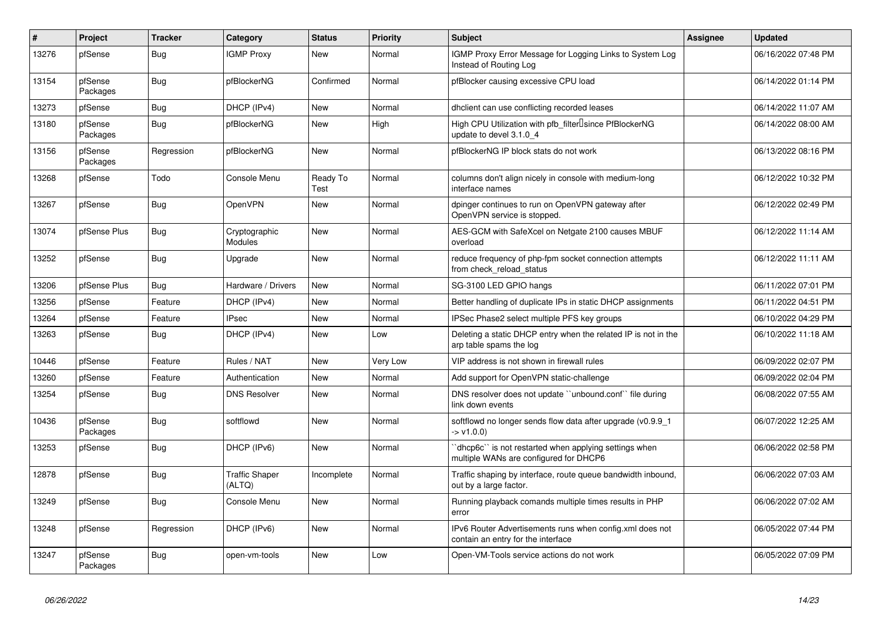| # | Project | Tracker | Category | Status | Priority | Subject | Assignee | Updated |
|---|---|---|---|---|---|---|---|---|
| 13276 | pfSense | Bug | IGMP Proxy | New | Normal | IGMP Proxy Error Message for Logging Links to System Log Instead of Routing Log | | 06/16/2022 07:48 PM |
| 13154 | pfSense Packages | Bug | pfBlockerNG | Confirmed | Normal | pfBlocker causing excessive CPU load | | 06/14/2022 01:14 PM |
| 13273 | pfSense | Bug | DHCP (IPv4) | New | Normal | dhclient can use conflicting recorded leases | | 06/14/2022 11:07 AM |
| 13180 | pfSense Packages | Bug | pfBlockerNG | New | High | High CPU Utilization with pfb_filter since PfBlockerNG update to devel 3.1.0_4 | | 06/14/2022 08:00 AM |
| 13156 | pfSense Packages | Regression | pfBlockerNG | New | Normal | pfBlockerNG IP block stats do not work | | 06/13/2022 08:16 PM |
| 13268 | pfSense | Todo | Console Menu | Ready To Test | Normal | columns don't align nicely in console with medium-long interface names | | 06/12/2022 10:32 PM |
| 13267 | pfSense | Bug | OpenVPN | New | Normal | dpinger continues to run on OpenVPN gateway after OpenVPN service is stopped. | | 06/12/2022 02:49 PM |
| 13074 | pfSense Plus | Bug | Cryptographic Modules | New | Normal | AES-GCM with SafeXcel on Netgate 2100 causes MBUF overload | | 06/12/2022 11:14 AM |
| 13252 | pfSense | Bug | Upgrade | New | Normal | reduce frequency of php-fpm socket connection attempts from check_reload_status | | 06/12/2022 11:11 AM |
| 13206 | pfSense Plus | Bug | Hardware / Drivers | New | Normal | SG-3100 LED GPIO hangs | | 06/11/2022 07:01 PM |
| 13256 | pfSense | Feature | DHCP (IPv4) | New | Normal | Better handling of duplicate IPs in static DHCP assignments | | 06/11/2022 04:51 PM |
| 13264 | pfSense | Feature | IPsec | New | Normal | IPSec Phase2 select multiple PFS key groups | | 06/10/2022 04:29 PM |
| 13263 | pfSense | Bug | DHCP (IPv4) | New | Low | Deleting a static DHCP entry when the related IP is not in the arp table spams the log | | 06/10/2022 11:18 AM |
| 10446 | pfSense | Feature | Rules / NAT | New | Very Low | VIP address is not shown in firewall rules | | 06/09/2022 02:07 PM |
| 13260 | pfSense | Feature | Authentication | New | Normal | Add support for OpenVPN static-challenge | | 06/09/2022 02:04 PM |
| 13254 | pfSense | Bug | DNS Resolver | New | Normal | DNS resolver does not update ``unbound.conf`` file during link down events | | 06/08/2022 07:55 AM |
| 10436 | pfSense Packages | Bug | softflowd | New | Normal | softflowd no longer sends flow data after upgrade (v0.9.9_1 -> v1.0.0) | | 06/07/2022 12:25 AM |
| 13253 | pfSense | Bug | DHCP (IPv6) | New | Normal | ``dhcp6c`` is not restarted when applying settings when multiple WANs are configured for DHCP6 | | 06/06/2022 02:58 PM |
| 12878 | pfSense | Bug | Traffic Shaper (ALTQ) | Incomplete | Normal | Traffic shaping by interface, route queue bandwidth inbound, out by a large factor. | | 06/06/2022 07:03 AM |
| 13249 | pfSense | Bug | Console Menu | New | Normal | Running playback comands multiple times results in PHP error | | 06/06/2022 07:02 AM |
| 13248 | pfSense | Regression | DHCP (IPv6) | New | Normal | IPv6 Router Advertisements runs when config.xml does not contain an entry for the interface | | 06/05/2022 07:44 PM |
| 13247 | pfSense Packages | Bug | open-vm-tools | New | Low | Open-VM-Tools service actions do not work | | 06/05/2022 07:09 PM |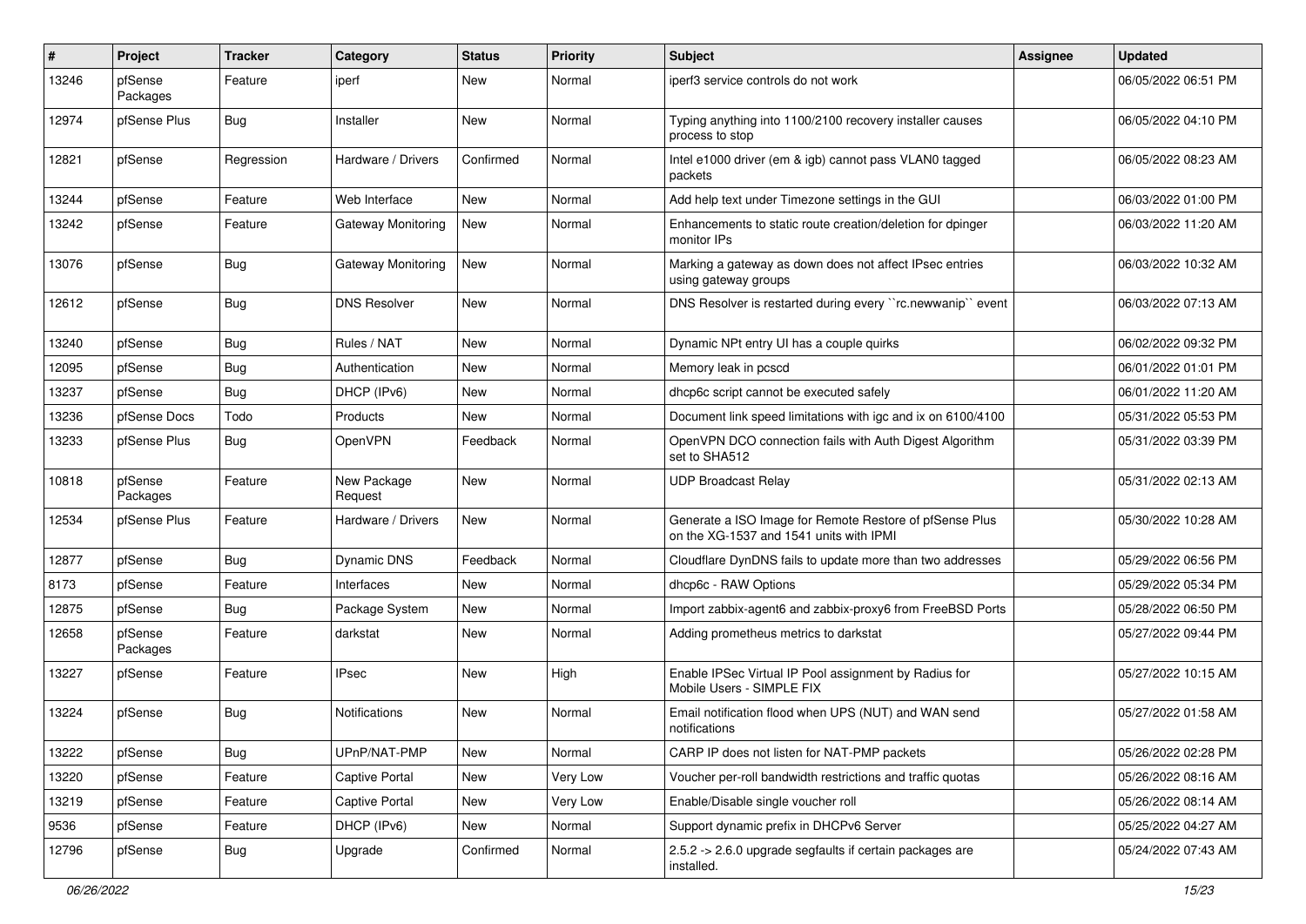| # | Project | Tracker | Category | Status | Priority | Subject | Assignee | Updated |
|---|---|---|---|---|---|---|---|---|
| 13246 | pfSense Packages | Feature | iperf | New | Normal | iperf3 service controls do not work | | 06/05/2022 06:51 PM |
| 12974 | pfSense Plus | Bug | Installer | New | Normal | Typing anything into 1100/2100 recovery installer causes process to stop | | 06/05/2022 04:10 PM |
| 12821 | pfSense | Regression | Hardware / Drivers | Confirmed | Normal | Intel e1000 driver (em & igb) cannot pass VLAN0 tagged packets | | 06/05/2022 08:23 AM |
| 13244 | pfSense | Feature | Web Interface | New | Normal | Add help text under Timezone settings in the GUI | | 06/03/2022 01:00 PM |
| 13242 | pfSense | Feature | Gateway Monitoring | New | Normal | Enhancements to static route creation/deletion for dpinger monitor IPs | | 06/03/2022 11:20 AM |
| 13076 | pfSense | Bug | Gateway Monitoring | New | Normal | Marking a gateway as down does not affect IPsec entries using gateway groups | | 06/03/2022 10:32 AM |
| 12612 | pfSense | Bug | DNS Resolver | New | Normal | DNS Resolver is restarted during every ``rc.newwanip`` event | | 06/03/2022 07:13 AM |
| 13240 | pfSense | Bug | Rules / NAT | New | Normal | Dynamic NPt entry UI has a couple quirks | | 06/02/2022 09:32 PM |
| 12095 | pfSense | Bug | Authentication | New | Normal | Memory leak in pcscd | | 06/01/2022 01:01 PM |
| 13237 | pfSense | Bug | DHCP (IPv6) | New | Normal | dhcp6c script cannot be executed safely | | 06/01/2022 11:20 AM |
| 13236 | pfSense Docs | Todo | Products | New | Normal | Document link speed limitations with igc and ix on 6100/4100 | | 05/31/2022 05:53 PM |
| 13233 | pfSense Plus | Bug | OpenVPN | Feedback | Normal | OpenVPN DCO connection fails with Auth Digest Algorithm set to SHA512 | | 05/31/2022 03:39 PM |
| 10818 | pfSense Packages | Feature | New Package Request | New | Normal | UDP Broadcast Relay | | 05/31/2022 02:13 AM |
| 12534 | pfSense Plus | Feature | Hardware / Drivers | New | Normal | Generate a ISO Image for Remote Restore of pfSense Plus on the XG-1537 and 1541 units with IPMI | | 05/30/2022 10:28 AM |
| 12877 | pfSense | Bug | Dynamic DNS | Feedback | Normal | Cloudflare DynDNS fails to update more than two addresses | | 05/29/2022 06:56 PM |
| 8173 | pfSense | Feature | Interfaces | New | Normal | dhcp6c - RAW Options | | 05/29/2022 05:34 PM |
| 12875 | pfSense | Bug | Package System | New | Normal | Import zabbix-agent6 and zabbix-proxy6 from FreeBSD Ports | | 05/28/2022 06:50 PM |
| 12658 | pfSense Packages | Feature | darkstat | New | Normal | Adding prometheus metrics to darkstat | | 05/27/2022 09:44 PM |
| 13227 | pfSense | Feature | IPsec | New | High | Enable IPSec Virtual IP Pool assignment by Radius for Mobile Users - SIMPLE FIX | | 05/27/2022 10:15 AM |
| 13224 | pfSense | Bug | Notifications | New | Normal | Email notification flood when UPS (NUT) and WAN send notifications | | 05/27/2022 01:58 AM |
| 13222 | pfSense | Bug | UPnP/NAT-PMP | New | Normal | CARP IP does not listen for NAT-PMP packets | | 05/26/2022 02:28 PM |
| 13220 | pfSense | Feature | Captive Portal | New | Very Low | Voucher per-roll bandwidth restrictions and traffic quotas | | 05/26/2022 08:16 AM |
| 13219 | pfSense | Feature | Captive Portal | New | Very Low | Enable/Disable single voucher roll | | 05/26/2022 08:14 AM |
| 9536 | pfSense | Feature | DHCP (IPv6) | New | Normal | Support dynamic prefix in DHCPv6 Server | | 05/25/2022 04:27 AM |
| 12796 | pfSense | Bug | Upgrade | Confirmed | Normal | 2.5.2 -> 2.6.0 upgrade segfaults if certain packages are installed. | | 05/24/2022 07:43 AM |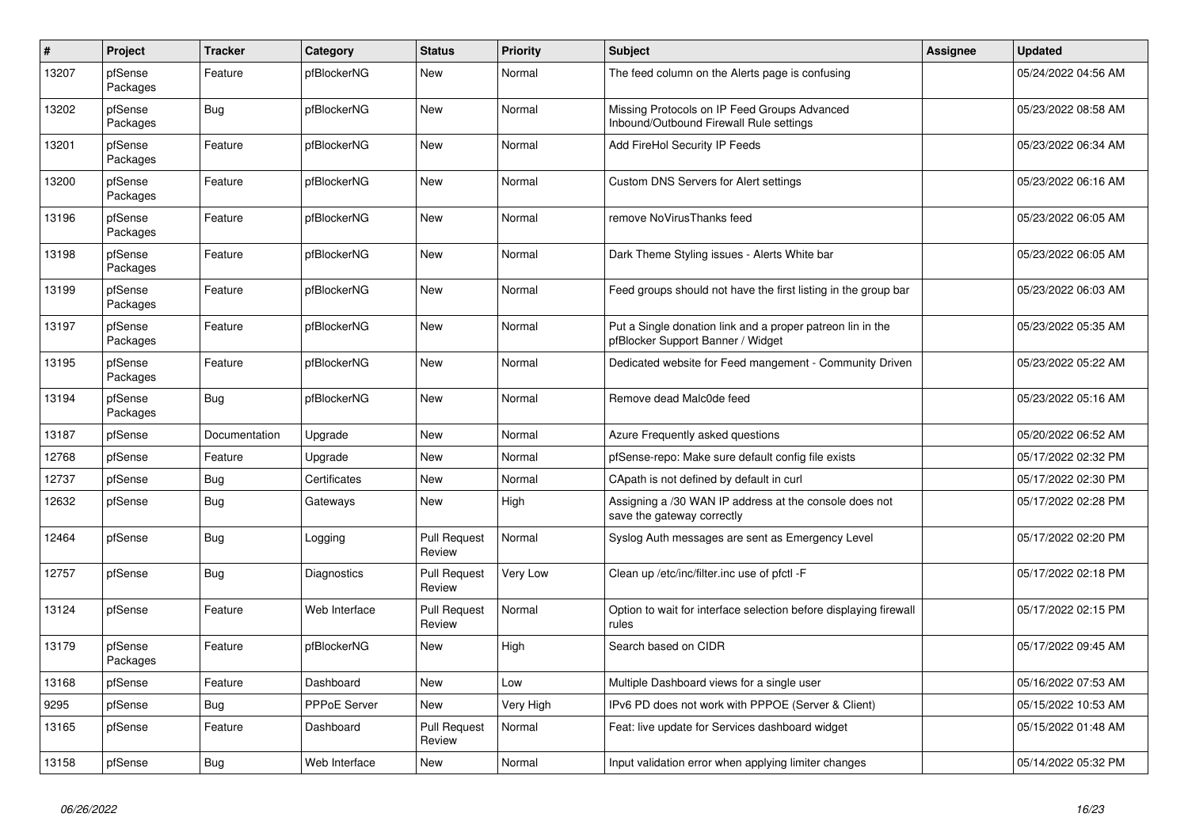| # | Project | Tracker | Category | Status | Priority | Subject | Assignee | Updated |
|---|---|---|---|---|---|---|---|---|
| 13207 | pfSense Packages | Feature | pfBlockerNG | New | Normal | The feed column on the Alerts page is confusing | | 05/24/2022 04:56 AM |
| 13202 | pfSense Packages | Bug | pfBlockerNG | New | Normal | Missing Protocols on IP Feed Groups Advanced Inbound/Outbound Firewall Rule settings | | 05/23/2022 08:58 AM |
| 13201 | pfSense Packages | Feature | pfBlockerNG | New | Normal | Add FireHol Security IP Feeds | | 05/23/2022 06:34 AM |
| 13200 | pfSense Packages | Feature | pfBlockerNG | New | Normal | Custom DNS Servers for Alert settings | | 05/23/2022 06:16 AM |
| 13196 | pfSense Packages | Feature | pfBlockerNG | New | Normal | remove NoVirusThanks feed | | 05/23/2022 06:05 AM |
| 13198 | pfSense Packages | Feature | pfBlockerNG | New | Normal | Dark Theme Styling issues - Alerts White bar | | 05/23/2022 06:05 AM |
| 13199 | pfSense Packages | Feature | pfBlockerNG | New | Normal | Feed groups should not have the first listing in the group bar | | 05/23/2022 06:03 AM |
| 13197 | pfSense Packages | Feature | pfBlockerNG | New | Normal | Put a Single donation link and a proper patreon lin in the pfBlocker Support Banner / Widget | | 05/23/2022 05:35 AM |
| 13195 | pfSense Packages | Feature | pfBlockerNG | New | Normal | Dedicated website for Feed mangement - Community Driven | | 05/23/2022 05:22 AM |
| 13194 | pfSense Packages | Bug | pfBlockerNG | New | Normal | Remove dead Malc0de feed | | 05/23/2022 05:16 AM |
| 13187 | pfSense | Documentation | Upgrade | New | Normal | Azure Frequently asked questions | | 05/20/2022 06:52 AM |
| 12768 | pfSense | Feature | Upgrade | New | Normal | pfSense-repo: Make sure default config file exists | | 05/17/2022 02:32 PM |
| 12737 | pfSense | Bug | Certificates | New | Normal | CApath is not defined by default in curl | | 05/17/2022 02:30 PM |
| 12632 | pfSense | Bug | Gateways | New | High | Assigning a /30 WAN IP address at the console does not save the gateway correctly | | 05/17/2022 02:28 PM |
| 12464 | pfSense | Bug | Logging | Pull Request Review | Normal | Syslog Auth messages are sent as Emergency Level | | 05/17/2022 02:20 PM |
| 12757 | pfSense | Bug | Diagnostics | Pull Request Review | Very Low | Clean up /etc/inc/filter.inc use of pfctl -F | | 05/17/2022 02:18 PM |
| 13124 | pfSense | Feature | Web Interface | Pull Request Review | Normal | Option to wait for interface selection before displaying firewall rules | | 05/17/2022 02:15 PM |
| 13179 | pfSense Packages | Feature | pfBlockerNG | New | High | Search based on CIDR | | 05/17/2022 09:45 AM |
| 13168 | pfSense | Feature | Dashboard | New | Low | Multiple Dashboard views for a single user | | 05/16/2022 07:53 AM |
| 9295 | pfSense | Bug | PPPoE Server | New | Very High | IPv6 PD does not work with PPPOE (Server & Client) | | 05/15/2022 10:53 AM |
| 13165 | pfSense | Feature | Dashboard | Pull Request Review | Normal | Feat: live update for Services dashboard widget | | 05/15/2022 01:48 AM |
| 13158 | pfSense | Bug | Web Interface | New | Normal | Input validation error when applying limiter changes | | 05/14/2022 05:32 PM |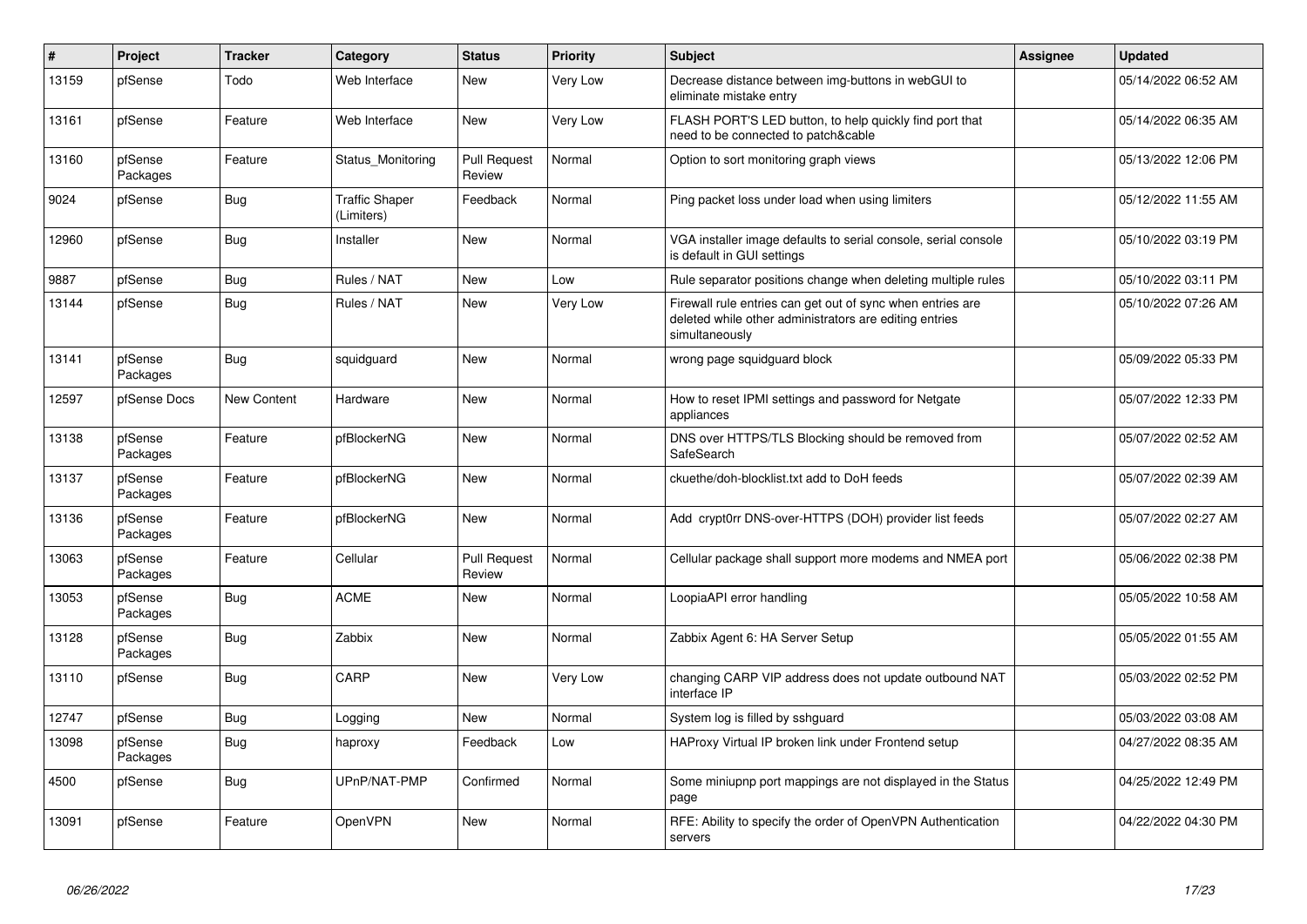| # | Project | Tracker | Category | Status | Priority | Subject | Assignee | Updated |
|---|---|---|---|---|---|---|---|---|
| 13159 | pfSense | Todo | Web Interface | New | Very Low | Decrease distance between img-buttons in webGUI to eliminate mistake entry | | 05/14/2022 06:52 AM |
| 13161 | pfSense | Feature | Web Interface | New | Very Low | FLASH PORT'S LED button, to help quickly find port that need to be connected to patch&cable | | 05/14/2022 06:35 AM |
| 13160 | pfSense Packages | Feature | Status_Monitoring | Pull Request Review | Normal | Option to sort monitoring graph views | | 05/13/2022 12:06 PM |
| 9024 | pfSense | Bug | Traffic Shaper (Limiters) | Feedback | Normal | Ping packet loss under load when using limiters | | 05/12/2022 11:55 AM |
| 12960 | pfSense | Bug | Installer | New | Normal | VGA installer image defaults to serial console, serial console is default in GUI settings | | 05/10/2022 03:19 PM |
| 9887 | pfSense | Bug | Rules / NAT | New | Low | Rule separator positions change when deleting multiple rules | | 05/10/2022 03:11 PM |
| 13144 | pfSense | Bug | Rules / NAT | New | Very Low | Firewall rule entries can get out of sync when entries are deleted while other administrators are editing entries simultaneously | | 05/10/2022 07:26 AM |
| 13141 | pfSense Packages | Bug | squidguard | New | Normal | wrong page squidguard block | | 05/09/2022 05:33 PM |
| 12597 | pfSense Docs | New Content | Hardware | New | Normal | How to reset IPMI settings and password for Netgate appliances | | 05/07/2022 12:33 PM |
| 13138 | pfSense Packages | Feature | pfBlockerNG | New | Normal | DNS over HTTPS/TLS Blocking should be removed from SafeSearch | | 05/07/2022 02:52 AM |
| 13137 | pfSense Packages | Feature | pfBlockerNG | New | Normal | ckuethe/doh-blocklist.txt add to DoH feeds | | 05/07/2022 02:39 AM |
| 13136 | pfSense Packages | Feature | pfBlockerNG | New | Normal | Add crypt0rr DNS-over-HTTPS (DOH) provider list feeds | | 05/07/2022 02:27 AM |
| 13063 | pfSense Packages | Feature | Cellular | Pull Request Review | Normal | Cellular package shall support more modems and NMEA port | | 05/06/2022 02:38 PM |
| 13053 | pfSense Packages | Bug | ACME | New | Normal | LoopiaAPI error handling | | 05/05/2022 10:58 AM |
| 13128 | pfSense Packages | Bug | Zabbix | New | Normal | Zabbix Agent 6: HA Server Setup | | 05/05/2022 01:55 AM |
| 13110 | pfSense | Bug | CARP | New | Very Low | changing CARP VIP address does not update outbound NAT interface IP | | 05/03/2022 02:52 PM |
| 12747 | pfSense | Bug | Logging | New | Normal | System log is filled by sshguard | | 05/03/2022 03:08 AM |
| 13098 | pfSense Packages | Bug | haproxy | Feedback | Low | HAProxy Virtual IP broken link under Frontend setup | | 04/27/2022 08:35 AM |
| 4500 | pfSense | Bug | UPnP/NAT-PMP | Confirmed | Normal | Some miniupnp port mappings are not displayed in the Status page | | 04/25/2022 12:49 PM |
| 13091 | pfSense | Feature | OpenVPN | New | Normal | RFE: Ability to specify the order of OpenVPN Authentication servers | | 04/22/2022 04:30 PM |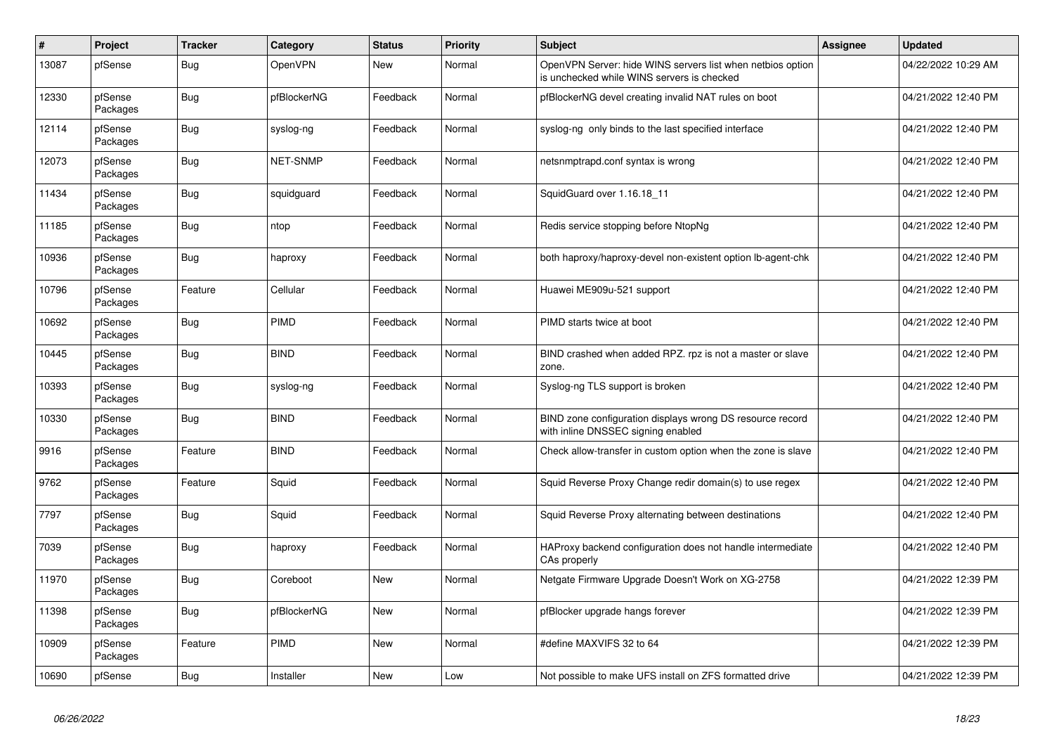| # | Project | Tracker | Category | Status | Priority | Subject | Assignee | Updated |
|---|---|---|---|---|---|---|---|---|
| 13087 | pfSense | Bug | OpenVPN | New | Normal | OpenVPN Server: hide WINS servers list when netbios option is unchecked while WINS servers is checked | | 04/22/2022 10:29 AM |
| 12330 | pfSense Packages | Bug | pfBlockerNG | Feedback | Normal | pfBlockerNG devel creating invalid NAT rules on boot | | 04/21/2022 12:40 PM |
| 12114 | pfSense Packages | Bug | syslog-ng | Feedback | Normal | syslog-ng only binds to the last specified interface | | 04/21/2022 12:40 PM |
| 12073 | pfSense Packages | Bug | NET-SNMP | Feedback | Normal | netsnmptrapd.conf syntax is wrong | | 04/21/2022 12:40 PM |
| 11434 | pfSense Packages | Bug | squidguard | Feedback | Normal | SquidGuard over 1.16.18_11 | | 04/21/2022 12:40 PM |
| 11185 | pfSense Packages | Bug | ntop | Feedback | Normal | Redis service stopping before NtopNg | | 04/21/2022 12:40 PM |
| 10936 | pfSense Packages | Bug | haproxy | Feedback | Normal | both haproxy/haproxy-devel non-existent option lb-agent-chk | | 04/21/2022 12:40 PM |
| 10796 | pfSense Packages | Feature | Cellular | Feedback | Normal | Huawei ME909u-521 support | | 04/21/2022 12:40 PM |
| 10692 | pfSense Packages | Bug | PIMD | Feedback | Normal | PIMD starts twice at boot | | 04/21/2022 12:40 PM |
| 10445 | pfSense Packages | Bug | BIND | Feedback | Normal | BIND crashed when added RPZ. rpz is not a master or slave zone. | | 04/21/2022 12:40 PM |
| 10393 | pfSense Packages | Bug | syslog-ng | Feedback | Normal | Syslog-ng TLS support is broken | | 04/21/2022 12:40 PM |
| 10330 | pfSense Packages | Bug | BIND | Feedback | Normal | BIND zone configuration displays wrong DS resource record with inline DNSSEC signing enabled | | 04/21/2022 12:40 PM |
| 9916 | pfSense Packages | Feature | BIND | Feedback | Normal | Check allow-transfer in custom option when the zone is slave | | 04/21/2022 12:40 PM |
| 9762 | pfSense Packages | Feature | Squid | Feedback | Normal | Squid Reverse Proxy Change redir domain(s) to use regex | | 04/21/2022 12:40 PM |
| 7797 | pfSense Packages | Bug | Squid | Feedback | Normal | Squid Reverse Proxy alternating between destinations | | 04/21/2022 12:40 PM |
| 7039 | pfSense Packages | Bug | haproxy | Feedback | Normal | HAProxy backend configuration does not handle intermediate CAs properly | | 04/21/2022 12:40 PM |
| 11970 | pfSense Packages | Bug | Coreboot | New | Normal | Netgate Firmware Upgrade Doesn't Work on XG-2758 | | 04/21/2022 12:39 PM |
| 11398 | pfSense Packages | Bug | pfBlockerNG | New | Normal | pfBlocker upgrade hangs forever | | 04/21/2022 12:39 PM |
| 10909 | pfSense Packages | Feature | PIMD | New | Normal | #define MAXVIFS 32 to 64 | | 04/21/2022 12:39 PM |
| 10690 | pfSense | Bug | Installer | New | Low | Not possible to make UFS install on ZFS formatted drive | | 04/21/2022 12:39 PM |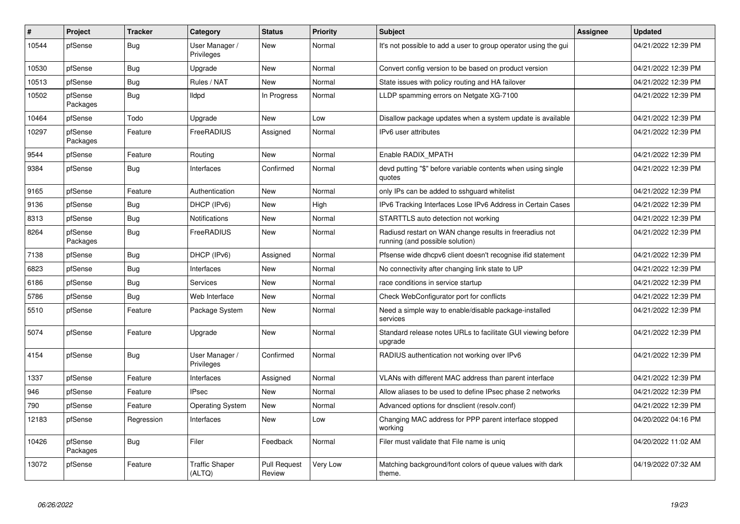| # | Project | Tracker | Category | Status | Priority | Subject | Assignee | Updated |
|---|---|---|---|---|---|---|---|---|
| 10544 | pfSense | Bug | User Manager / Privileges | New | Normal | It's not possible to add a user to group operator using the gui | | 04/21/2022 12:39 PM |
| 10530 | pfSense | Bug | Upgrade | New | Normal | Convert config version to be based on product version | | 04/21/2022 12:39 PM |
| 10513 | pfSense | Bug | Rules / NAT | New | Normal | State issues with policy routing and HA failover | | 04/21/2022 12:39 PM |
| 10502 | pfSense Packages | Bug | lldpd | In Progress | Normal | LLDP spamming errors on Netgate XG-7100 | | 04/21/2022 12:39 PM |
| 10464 | pfSense | Todo | Upgrade | New | Low | Disallow package updates when a system update is available | | 04/21/2022 12:39 PM |
| 10297 | pfSense Packages | Feature | FreeRADIUS | Assigned | Normal | IPv6 user attributes | | 04/21/2022 12:39 PM |
| 9544 | pfSense | Feature | Routing | New | Normal | Enable RADIX_MPATH | | 04/21/2022 12:39 PM |
| 9384 | pfSense | Bug | Interfaces | Confirmed | Normal | devd putting "$" before variable contents when using single quotes | | 04/21/2022 12:39 PM |
| 9165 | pfSense | Feature | Authentication | New | Normal | only IPs can be added to sshguard whitelist | | 04/21/2022 12:39 PM |
| 9136 | pfSense | Bug | DHCP (IPv6) | New | High | IPv6 Tracking Interfaces Lose IPv6 Address in Certain Cases | | 04/21/2022 12:39 PM |
| 8313 | pfSense | Bug | Notifications | New | Normal | STARTTLS auto detection not working | | 04/21/2022 12:39 PM |
| 8264 | pfSense Packages | Bug | FreeRADIUS | New | Normal | Radiusd restart on WAN change results in freeradius not running (and possible solution) | | 04/21/2022 12:39 PM |
| 7138 | pfSense | Bug | DHCP (IPv6) | Assigned | Normal | Pfsense wide dhcpv6 client doesn't recognise ifid statement | | 04/21/2022 12:39 PM |
| 6823 | pfSense | Bug | Interfaces | New | Normal | No connectivity after changing link state to UP | | 04/21/2022 12:39 PM |
| 6186 | pfSense | Bug | Services | New | Normal | race conditions in service startup | | 04/21/2022 12:39 PM |
| 5786 | pfSense | Bug | Web Interface | New | Normal | Check WebConfigurator port for conflicts | | 04/21/2022 12:39 PM |
| 5510 | pfSense | Feature | Package System | New | Normal | Need a simple way to enable/disable package-installed services | | 04/21/2022 12:39 PM |
| 5074 | pfSense | Feature | Upgrade | New | Normal | Standard release notes URLs to facilitate GUI viewing before upgrade | | 04/21/2022 12:39 PM |
| 4154 | pfSense | Bug | User Manager / Privileges | Confirmed | Normal | RADIUS authentication not working over IPv6 | | 04/21/2022 12:39 PM |
| 1337 | pfSense | Feature | Interfaces | Assigned | Normal | VLANs with different MAC address than parent interface | | 04/21/2022 12:39 PM |
| 946 | pfSense | Feature | IPsec | New | Normal | Allow aliases to be used to define IPsec phase 2 networks | | 04/21/2022 12:39 PM |
| 790 | pfSense | Feature | Operating System | New | Normal | Advanced options for dnsclient (resolv.conf) | | 04/21/2022 12:39 PM |
| 12183 | pfSense | Regression | Interfaces | New | Low | Changing MAC address for PPP parent interface stopped working | | 04/20/2022 04:16 PM |
| 10426 | pfSense Packages | Bug | Filer | Feedback | Normal | Filer must validate that File name is uniq | | 04/20/2022 11:02 AM |
| 13072 | pfSense | Feature | Traffic Shaper (ALTQ) | Pull Request Review | Very Low | Matching background/font colors of queue values with dark theme. | | 04/19/2022 07:32 AM |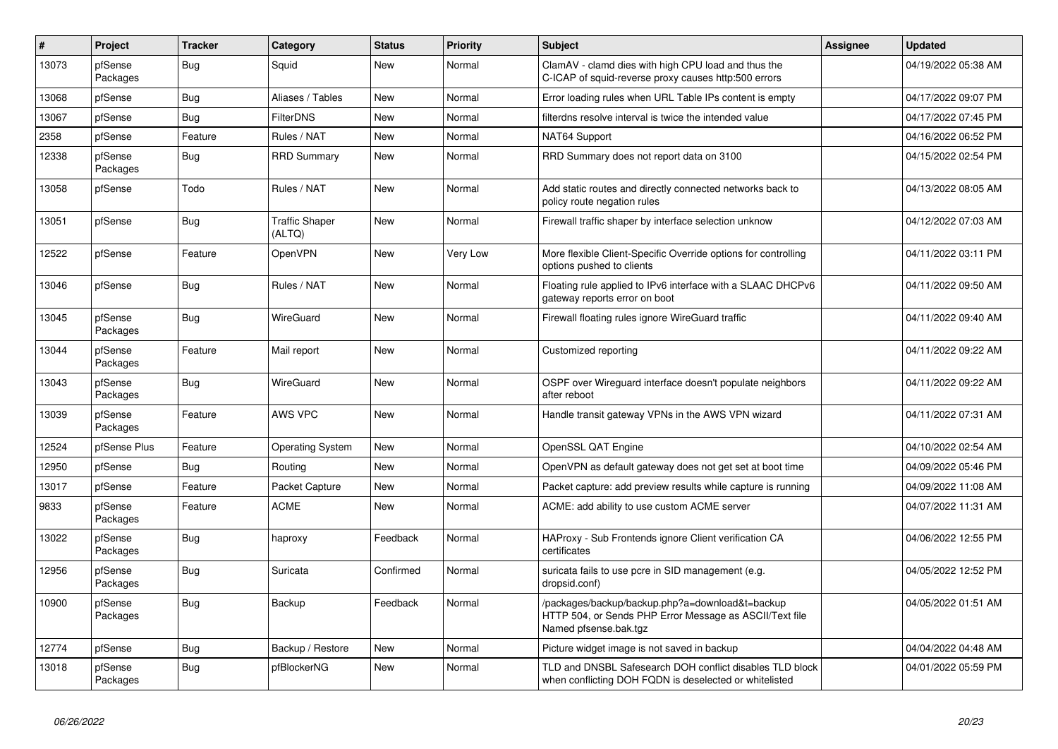| # | Project | Tracker | Category | Status | Priority | Subject | Assignee | Updated |
|---|---|---|---|---|---|---|---|---|
| 13073 | pfSense Packages | Bug | Squid | New | Normal | ClamAV - clamd dies with high CPU load and thus the C-ICAP of squid-reverse proxy causes http:500 errors | | 04/19/2022 05:38 AM |
| 13068 | pfSense | Bug | Aliases / Tables | New | Normal | Error loading rules when URL Table IPs content is empty | | 04/17/2022 09:07 PM |
| 13067 | pfSense | Bug | FilterDNS | New | Normal | filterdns resolve interval is twice the intended value | | 04/17/2022 07:45 PM |
| 2358 | pfSense | Feature | Rules / NAT | New | Normal | NAT64 Support | | 04/16/2022 06:52 PM |
| 12338 | pfSense Packages | Bug | RRD Summary | New | Normal | RRD Summary does not report data on 3100 | | 04/15/2022 02:54 PM |
| 13058 | pfSense | Todo | Rules / NAT | New | Normal | Add static routes and directly connected networks back to policy route negation rules | | 04/13/2022 08:05 AM |
| 13051 | pfSense | Bug | Traffic Shaper (ALTQ) | New | Normal | Firewall traffic shaper by interface selection unknow | | 04/12/2022 07:03 AM |
| 12522 | pfSense | Feature | OpenVPN | New | Very Low | More flexible Client-Specific Override options for controlling options pushed to clients | | 04/11/2022 03:11 PM |
| 13046 | pfSense | Bug | Rules / NAT | New | Normal | Floating rule applied to IPv6 interface with a SLAAC DHCPv6 gateway reports error on boot | | 04/11/2022 09:50 AM |
| 13045 | pfSense Packages | Bug | WireGuard | New | Normal | Firewall floating rules ignore WireGuard traffic | | 04/11/2022 09:40 AM |
| 13044 | pfSense Packages | Feature | Mail report | New | Normal | Customized reporting | | 04/11/2022 09:22 AM |
| 13043 | pfSense Packages | Bug | WireGuard | New | Normal | OSPF over Wireguard interface doesn't populate neighbors after reboot | | 04/11/2022 09:22 AM |
| 13039 | pfSense Packages | Feature | AWS VPC | New | Normal | Handle transit gateway VPNs in the AWS VPN wizard | | 04/11/2022 07:31 AM |
| 12524 | pfSense Plus | Feature | Operating System | New | Normal | OpenSSL QAT Engine | | 04/10/2022 02:54 AM |
| 12950 | pfSense | Bug | Routing | New | Normal | OpenVPN as default gateway does not get set at boot time | | 04/09/2022 05:46 PM |
| 13017 | pfSense | Feature | Packet Capture | New | Normal | Packet capture: add preview results while capture is running | | 04/09/2022 11:08 AM |
| 9833 | pfSense Packages | Feature | ACME | New | Normal | ACME: add ability to use custom ACME server | | 04/07/2022 11:31 AM |
| 13022 | pfSense Packages | Bug | haproxy | Feedback | Normal | HAProxy - Sub Frontends ignore Client verification CA certificates | | 04/06/2022 12:55 PM |
| 12956 | pfSense Packages | Bug | Suricata | Confirmed | Normal | suricata fails to use pcre in SID management (e.g. dropsid.conf) | | 04/05/2022 12:52 PM |
| 10900 | pfSense Packages | Bug | Backup | Feedback | Normal | /packages/backup/backup.php?a=download&t=backup HTTP 504, or Sends PHP Error Message as ASCII/Text file Named pfsense.bak.tgz | | 04/05/2022 01:51 AM |
| 12774 | pfSense | Bug | Backup / Restore | New | Normal | Picture widget image is not saved in backup | | 04/04/2022 04:48 AM |
| 13018 | pfSense Packages | Bug | pfBlockerNG | New | Normal | TLD and DNSBL Safesearch DOH conflict disables TLD block when conflicting DOH FQDN is deselected or whitelisted | | 04/01/2022 05:59 PM |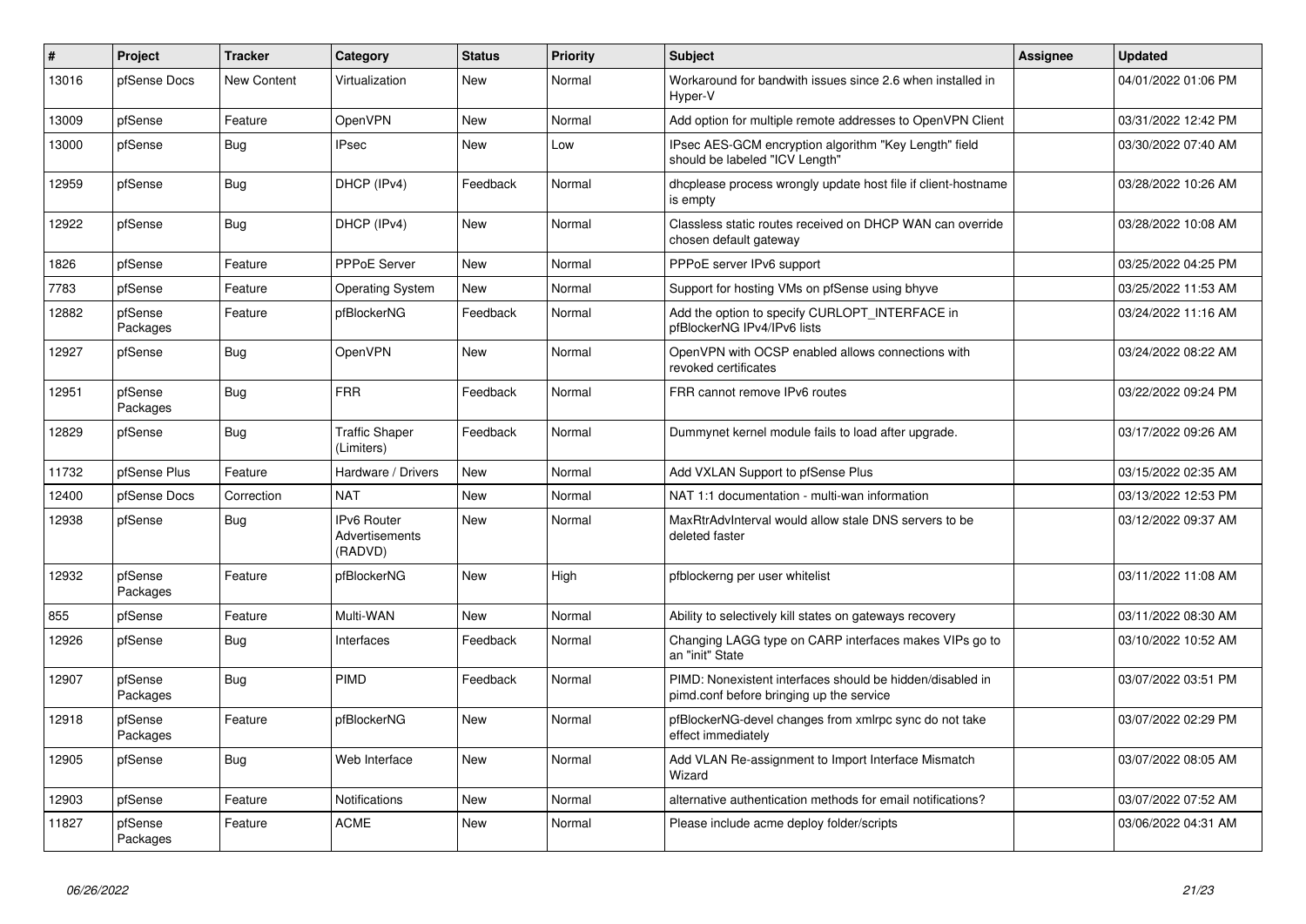| # | Project | Tracker | Category | Status | Priority | Subject | Assignee | Updated |
|---|---|---|---|---|---|---|---|---|
| 13016 | pfSense Docs | New Content | Virtualization | New | Normal | Workaround for bandwith issues since 2.6 when installed in Hyper-V | | 04/01/2022 01:06 PM |
| 13009 | pfSense | Feature | OpenVPN | New | Normal | Add option for multiple remote addresses to OpenVPN Client | | 03/31/2022 12:42 PM |
| 13000 | pfSense | Bug | IPsec | New | Low | IPsec AES-GCM encryption algorithm "Key Length" field should be labeled "ICV Length" | | 03/30/2022 07:40 AM |
| 12959 | pfSense | Bug | DHCP (IPv4) | Feedback | Normal | dhcplease process wrongly update host file if client-hostname is empty | | 03/28/2022 10:26 AM |
| 12922 | pfSense | Bug | DHCP (IPv4) | New | Normal | Classless static routes received on DHCP WAN can override chosen default gateway | | 03/28/2022 10:08 AM |
| 1826 | pfSense | Feature | PPPoE Server | New | Normal | PPPoE server IPv6 support | | 03/25/2022 04:25 PM |
| 7783 | pfSense | Feature | Operating System | New | Normal | Support for hosting VMs on pfSense using bhyve | | 03/25/2022 11:53 AM |
| 12882 | pfSense Packages | Feature | pfBlockerNG | Feedback | Normal | Add the option to specify CURLOPT_INTERFACE in pfBlockerNG IPv4/IPv6 lists | | 03/24/2022 11:16 AM |
| 12927 | pfSense | Bug | OpenVPN | New | Normal | OpenVPN with OCSP enabled allows connections with revoked certificates | | 03/24/2022 08:22 AM |
| 12951 | pfSense Packages | Bug | FRR | Feedback | Normal | FRR cannot remove IPv6 routes | | 03/22/2022 09:24 PM |
| 12829 | pfSense | Bug | Traffic Shaper (Limiters) | Feedback | Normal | Dummynet kernel module fails to load after upgrade. | | 03/17/2022 09:26 AM |
| 11732 | pfSense Plus | Feature | Hardware / Drivers | New | Normal | Add VXLAN Support to pfSense Plus | | 03/15/2022 02:35 AM |
| 12400 | pfSense Docs | Correction | NAT | New | Normal | NAT 1:1 documentation - multi-wan information | | 03/13/2022 12:53 PM |
| 12938 | pfSense | Bug | IPv6 Router Advertisements (RADVD) | New | Normal | MaxRtrAdvInterval would allow stale DNS servers to be deleted faster | | 03/12/2022 09:37 AM |
| 12932 | pfSense Packages | Feature | pfBlockerNG | New | High | pfblockerng per user whitelist | | 03/11/2022 11:08 AM |
| 855 | pfSense | Feature | Multi-WAN | New | Normal | Ability to selectively kill states on gateways recovery | | 03/11/2022 08:30 AM |
| 12926 | pfSense | Bug | Interfaces | Feedback | Normal | Changing LAGG type on CARP interfaces makes VIPs go to an "init" State | | 03/10/2022 10:52 AM |
| 12907 | pfSense Packages | Bug | PIMD | Feedback | Normal | PIMD: Nonexistent interfaces should be hidden/disabled in pimd.conf before bringing up the service | | 03/07/2022 03:51 PM |
| 12918 | pfSense Packages | Feature | pfBlockerNG | New | Normal | pfBlockerNG-devel changes from xmlrpc sync do not take effect immediately | | 03/07/2022 02:29 PM |
| 12905 | pfSense | Bug | Web Interface | New | Normal | Add VLAN Re-assignment to Import Interface Mismatch Wizard | | 03/07/2022 08:05 AM |
| 12903 | pfSense | Feature | Notifications | New | Normal | alternative authentication methods for email notifications? | | 03/07/2022 07:52 AM |
| 11827 | pfSense Packages | Feature | ACME | New | Normal | Please include acme deploy folder/scripts | | 03/06/2022 04:31 AM |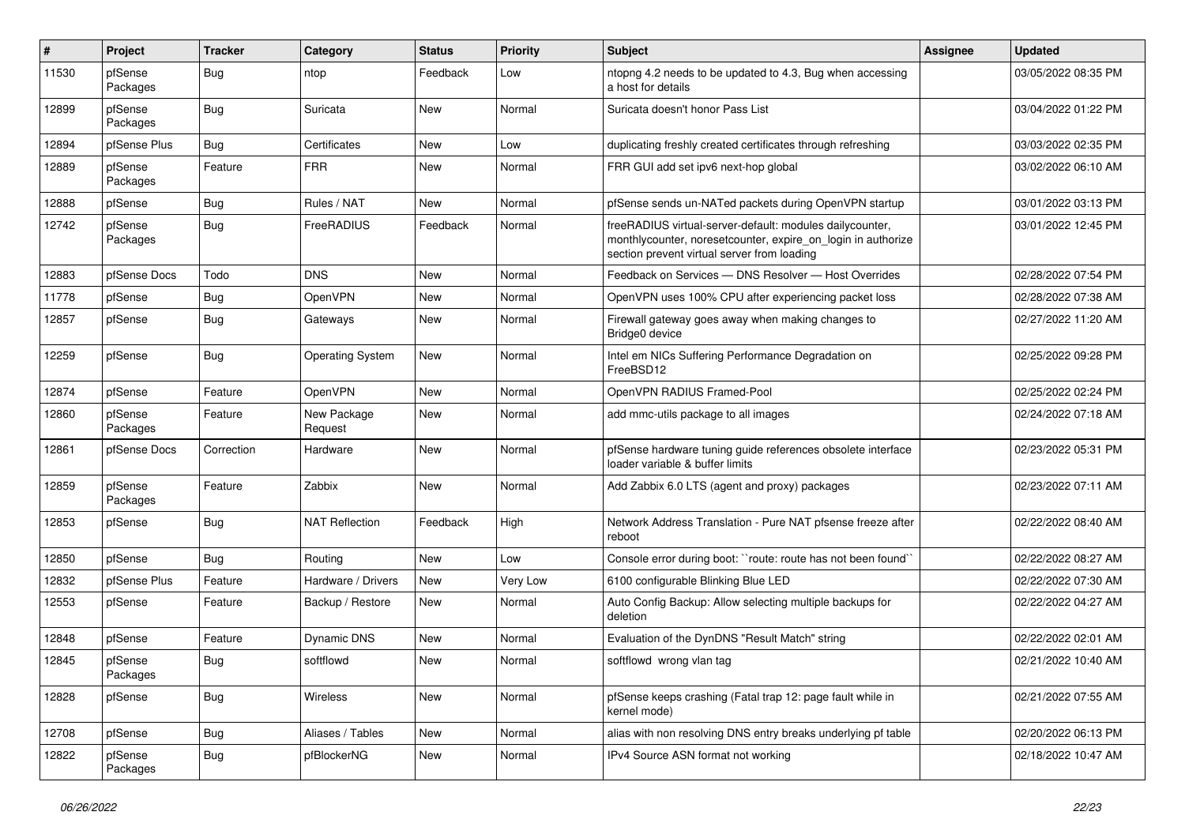| # | Project | Tracker | Category | Status | Priority | Subject | Assignee | Updated |
|---|---|---|---|---|---|---|---|---|
| 11530 | pfSense Packages | Bug | ntop | Feedback | Low | ntopng 4.2 needs to be updated to 4.3, Bug when accessing a host for details | | 03/05/2022 08:35 PM |
| 12899 | pfSense Packages | Bug | Suricata | New | Normal | Suricata doesn't honor Pass List | | 03/04/2022 01:22 PM |
| 12894 | pfSense Plus | Bug | Certificates | New | Low | duplicating freshly created certificates through refreshing | | 03/03/2022 02:35 PM |
| 12889 | pfSense Packages | Feature | FRR | New | Normal | FRR GUI add set ipv6 next-hop global | | 03/02/2022 06:10 AM |
| 12888 | pfSense | Bug | Rules / NAT | New | Normal | pfSense sends un-NATed packets during OpenVPN startup | | 03/01/2022 03:13 PM |
| 12742 | pfSense Packages | Bug | FreeRADIUS | Feedback | Normal | freeRADIUS virtual-server-default: modules dailycounter, monthlycounter, noresetcounter, expire_on_login in authorize section prevent virtual server from loading | | 03/01/2022 12:45 PM |
| 12883 | pfSense Docs | Todo | DNS | New | Normal | Feedback on Services — DNS Resolver — Host Overrides | | 02/28/2022 07:54 PM |
| 11778 | pfSense | Bug | OpenVPN | New | Normal | OpenVPN uses 100% CPU after experiencing packet loss | | 02/28/2022 07:38 AM |
| 12857 | pfSense | Bug | Gateways | New | Normal | Firewall gateway goes away when making changes to Bridge0 device | | 02/27/2022 11:20 AM |
| 12259 | pfSense | Bug | Operating System | New | Normal | Intel em NICs Suffering Performance Degradation on FreeBSD12 | | 02/25/2022 09:28 PM |
| 12874 | pfSense | Feature | OpenVPN | New | Normal | OpenVPN RADIUS Framed-Pool | | 02/25/2022 02:24 PM |
| 12860 | pfSense Packages | Feature | New Package Request | New | Normal | add mmc-utils package to all images | | 02/24/2022 07:18 AM |
| 12861 | pfSense Docs | Correction | Hardware | New | Normal | pfSense hardware tuning guide references obsolete interface loader variable & buffer limits | | 02/23/2022 05:31 PM |
| 12859 | pfSense Packages | Feature | Zabbix | New | Normal | Add Zabbix 6.0 LTS (agent and proxy) packages | | 02/23/2022 07:11 AM |
| 12853 | pfSense | Bug | NAT Reflection | Feedback | High | Network Address Translation - Pure NAT pfsense freeze after reboot | | 02/22/2022 08:40 AM |
| 12850 | pfSense | Bug | Routing | New | Low | Console error during boot: ``route: route has not been found`` | | 02/22/2022 08:27 AM |
| 12832 | pfSense Plus | Feature | Hardware / Drivers | New | Very Low | 6100 configurable Blinking Blue LED | | 02/22/2022 07:30 AM |
| 12553 | pfSense | Feature | Backup / Restore | New | Normal | Auto Config Backup: Allow selecting multiple backups for deletion | | 02/22/2022 04:27 AM |
| 12848 | pfSense | Feature | Dynamic DNS | New | Normal | Evaluation of the DynDNS "Result Match" string | | 02/22/2022 02:01 AM |
| 12845 | pfSense Packages | Bug | softflowd | New | Normal | softflowd wrong vlan tag | | 02/21/2022 10:40 AM |
| 12828 | pfSense | Bug | Wireless | New | Normal | pfSense keeps crashing (Fatal trap 12: page fault while in kernel mode) | | 02/21/2022 07:55 AM |
| 12708 | pfSense | Bug | Aliases / Tables | New | Normal | alias with non resolving DNS entry breaks underlying pf table | | 02/20/2022 06:13 PM |
| 12822 | pfSense Packages | Bug | pfBlockerNG | New | Normal | IPv4 Source ASN format not working | | 02/18/2022 10:47 AM |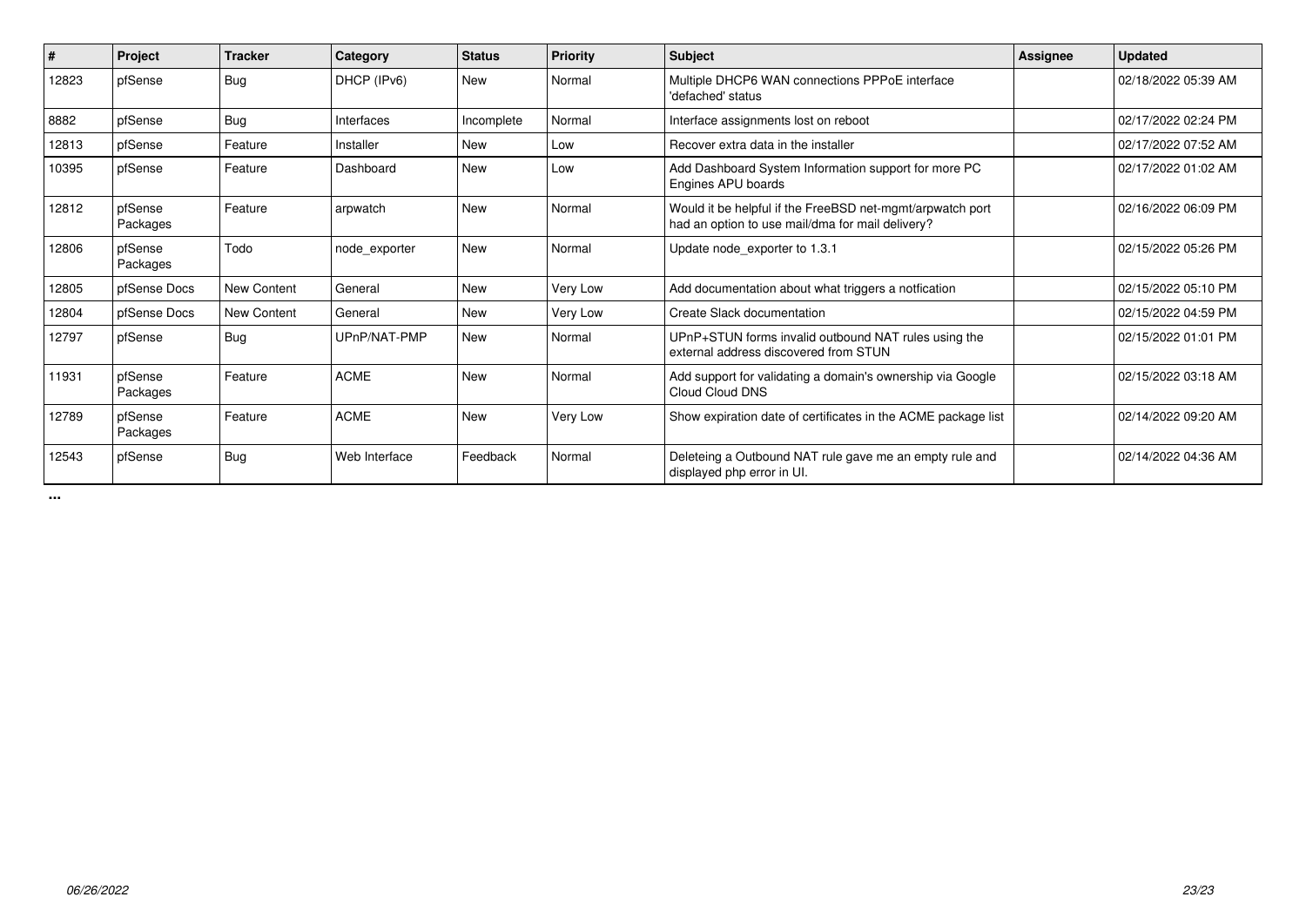| # | Project | Tracker | Category | Status | Priority | Subject | Assignee | Updated |
|---|---|---|---|---|---|---|---|---|
| 12823 | pfSense | Bug | DHCP (IPv6) | New | Normal | Multiple DHCP6 WAN connections PPPoE interface 'defached' status | | 02/18/2022 05:39 AM |
| 8882 | pfSense | Bug | Interfaces | Incomplete | Normal | Interface assignments lost on reboot | | 02/17/2022 02:24 PM |
| 12813 | pfSense | Feature | Installer | New | Low | Recover extra data in the installer | | 02/17/2022 07:52 AM |
| 10395 | pfSense | Feature | Dashboard | New | Low | Add Dashboard System Information support for more PC Engines APU boards | | 02/17/2022 01:02 AM |
| 12812 | pfSense Packages | Feature | arpwatch | New | Normal | Would it be helpful if the FreeBSD net-mgmt/arpwatch port had an option to use mail/dma for mail delivery? | | 02/16/2022 06:09 PM |
| 12806 | pfSense Packages | Todo | node_exporter | New | Normal | Update node_exporter to 1.3.1 | | 02/15/2022 05:26 PM |
| 12805 | pfSense Docs | New Content | General | New | Very Low | Add documentation about what triggers a notfication | | 02/15/2022 05:10 PM |
| 12804 | pfSense Docs | New Content | General | New | Very Low | Create Slack documentation | | 02/15/2022 04:59 PM |
| 12797 | pfSense | Bug | UPnP/NAT-PMP | New | Normal | UPnP+STUN forms invalid outbound NAT rules using the external address discovered from STUN | | 02/15/2022 01:01 PM |
| 11931 | pfSense Packages | Feature | ACME | New | Normal | Add support for validating a domain's ownership via Google Cloud Cloud DNS | | 02/15/2022 03:18 AM |
| 12789 | pfSense Packages | Feature | ACME | New | Very Low | Show expiration date of certificates in the ACME package list | | 02/14/2022 09:20 AM |
| 12543 | pfSense | Bug | Web Interface | Feedback | Normal | Deleteing a Outbound NAT rule gave me an empty rule and displayed php error in UI. | | 02/14/2022 04:36 AM |

...